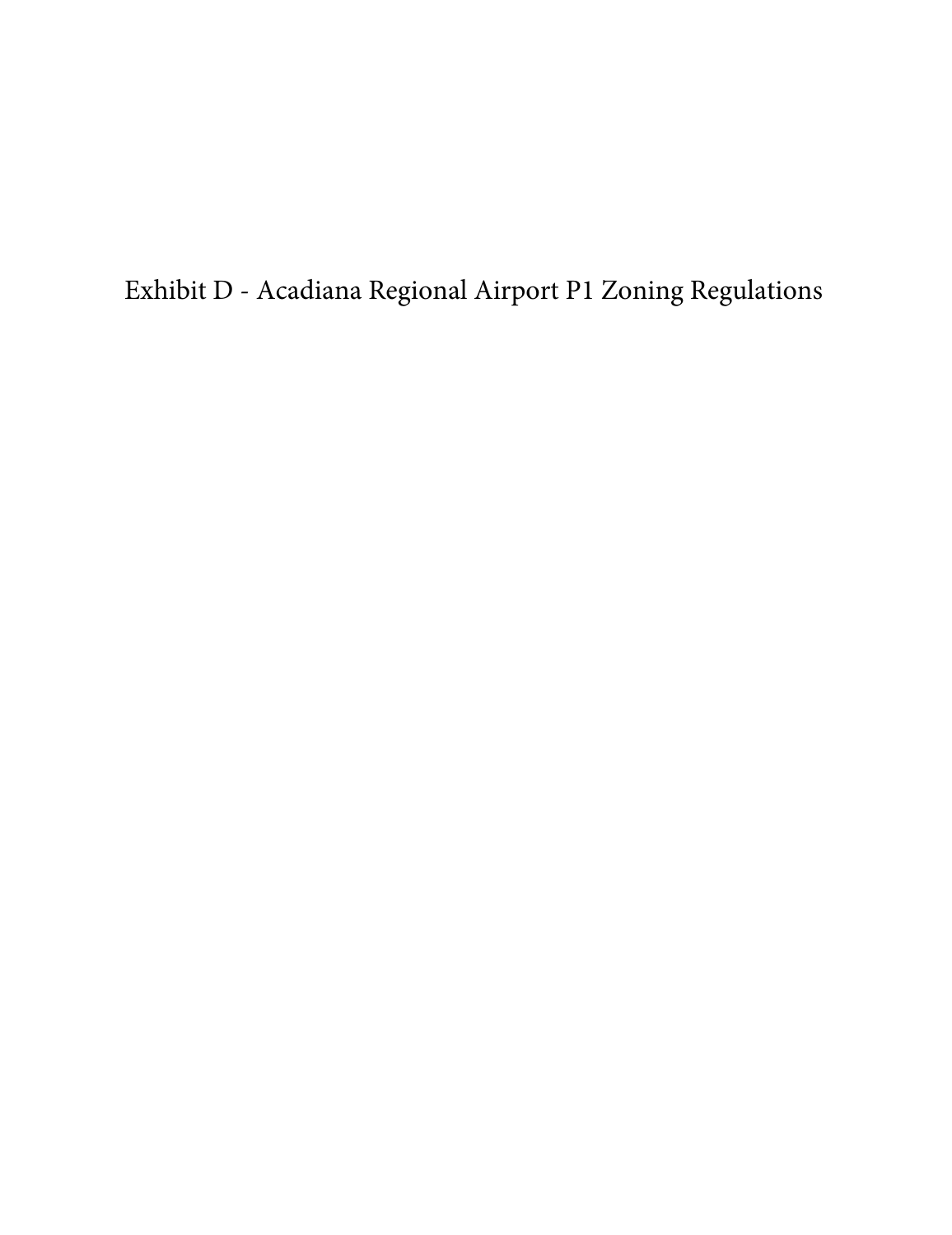# Exhibit D - Acadiana Regional Airport P1 Zoning Regulations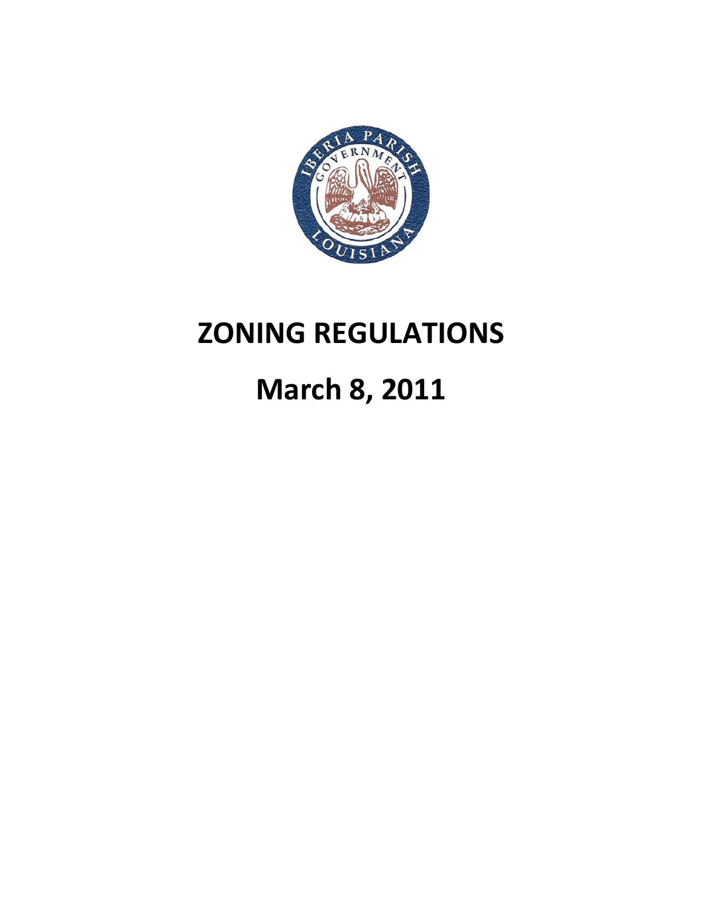# ZONING REGULATIONS

# March 8, 2011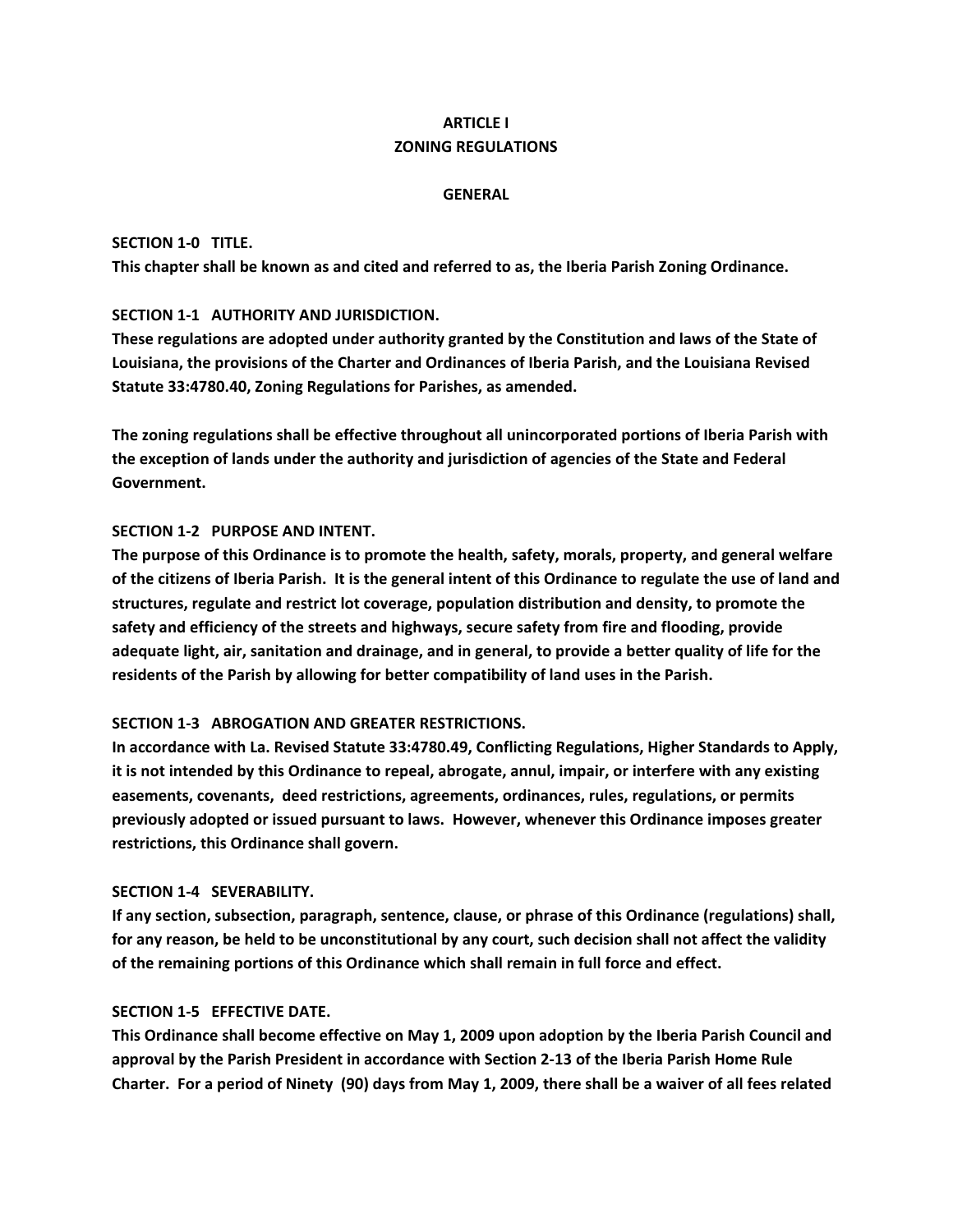# ARTICLE I
# ZONING REGULATIONS

## GENERAL

**SECTION 1-0 TITLE.**
**This chapter shall be known as and cited and referred to as, the Iberia Parish Zoning Ordinance.**

**SECTION 1-1 AUTHORITY AND JURISDICTION.**
**These regulations are adopted under authority granted by the Constitution and laws of the State of Louisiana, the provisions of the Charter and Ordinances of Iberia Parish, and the Louisiana Revised Statute 33:4780.40, Zoning Regulations for Parishes, as amended.**

**The zoning regulations shall be effective throughout all unincorporated portions of Iberia Parish with the exception of lands under the authority and jurisdiction of agencies of the State and Federal Government.**

**SECTION 1-2 PURPOSE AND INTENT.**
**The purpose of this Ordinance is to promote the health, safety, morals, property, and general welfare of the citizens of Iberia Parish. It is the general intent of this Ordinance to regulate the use of land and structures, regulate and restrict lot coverage, population distribution and density, to promote the safety and efficiency of the streets and highways, secure safety from fire and flooding, provide adequate light, air, sanitation and drainage, and in general, to provide a better quality of life for the residents of the Parish by allowing for better compatibility of land uses in the Parish.**

**SECTION 1-3 ABROGATION AND GREATER RESTRICTIONS.**
**In accordance with La. Revised Statute 33:4780.49, Conflicting Regulations, Higher Standards to Apply, it is not intended by this Ordinance to repeal, abrogate, annul, impair, or interfere with any existing easements, covenants, deed restrictions, agreements, ordinances, rules, regulations, or permits previously adopted or issued pursuant to laws. However, whenever this Ordinance imposes greater restrictions, this Ordinance shall govern.**

**SECTION 1-4 SEVERABILITY.**
**If any section, subsection, paragraph, sentence, clause, or phrase of this Ordinance (regulations) shall, for any reason, be held to be unconstitutional by any court, such decision shall not affect the validity of the remaining portions of this Ordinance which shall remain in full force and effect.**

**SECTION 1-5 EFFECTIVE DATE.**
**This Ordinance shall become effective on May 1, 2009 upon adoption by the Iberia Parish Council and approval by the Parish President in accordance with Section 2-13 of the Iberia Parish Home Rule Charter. For a period of Ninety (90) days from May 1, 2009, there shall be a waiver of all fees related**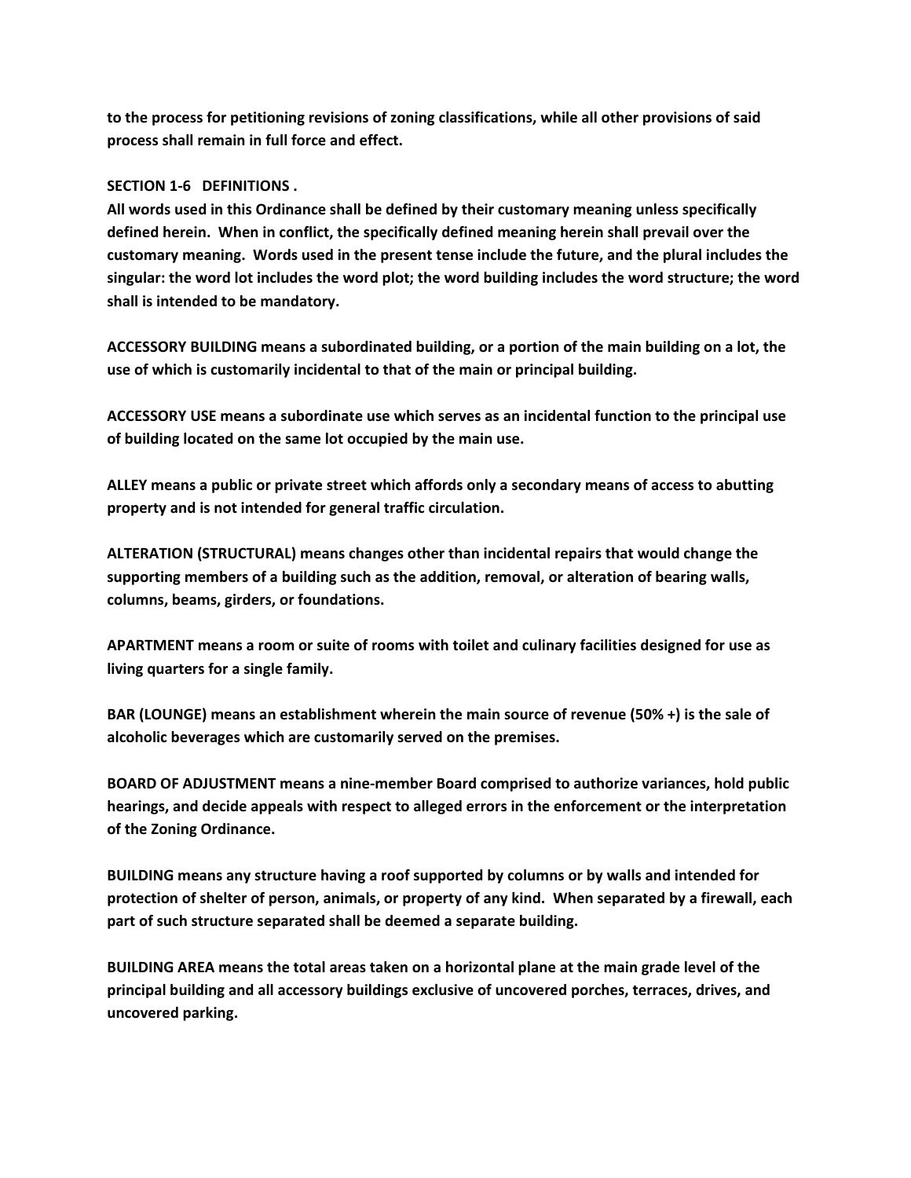**to the process for petitioning revisions of zoning classifications, while all other provisions of said process shall remain in full force and effect.**

## SECTION 1-6 DEFINITIONS .

**All words used in this Ordinance shall be defined by their customary meaning unless specifically defined herein. When in conflict, the specifically defined meaning herein shall prevail over the customary meaning. Words used in the present tense include the future, and the plural includes the singular: the word lot includes the word plot; the word building includes the word structure; the word shall is intended to be mandatory.**

**ACCESSORY BUILDING means a subordinated building, or a portion of the main building on a lot, the use of which is customarily incidental to that of the main or principal building.**

**ACCESSORY USE means a subordinate use which serves as an incidental function to the principal use of building located on the same lot occupied by the main use.**

**ALLEY means a public or private street which affords only a secondary means of access to abutting property and is not intended for general traffic circulation.**

**ALTERATION (STRUCTURAL) means changes other than incidental repairs that would change the supporting members of a building such as the addition, removal, or alteration of bearing walls, columns, beams, girders, or foundations.**

**APARTMENT means a room or suite of rooms with toilet and culinary facilities designed for use as living quarters for a single family.**

**BAR (LOUNGE) means an establishment wherein the main source of revenue (50% +) is the sale of alcoholic beverages which are customarily served on the premises.**

**BOARD OF ADJUSTMENT means a nine-member Board comprised to authorize variances, hold public hearings, and decide appeals with respect to alleged errors in the enforcement or the interpretation of the Zoning Ordinance.**

**BUILDING means any structure having a roof supported by columns or by walls and intended for protection of shelter of person, animals, or property of any kind. When separated by a firewall, each part of such structure separated shall be deemed a separate building.**

**BUILDING AREA means the total areas taken on a horizontal plane at the main grade level of the principal building and all accessory buildings exclusive of uncovered porches, terraces, drives, and uncovered parking.**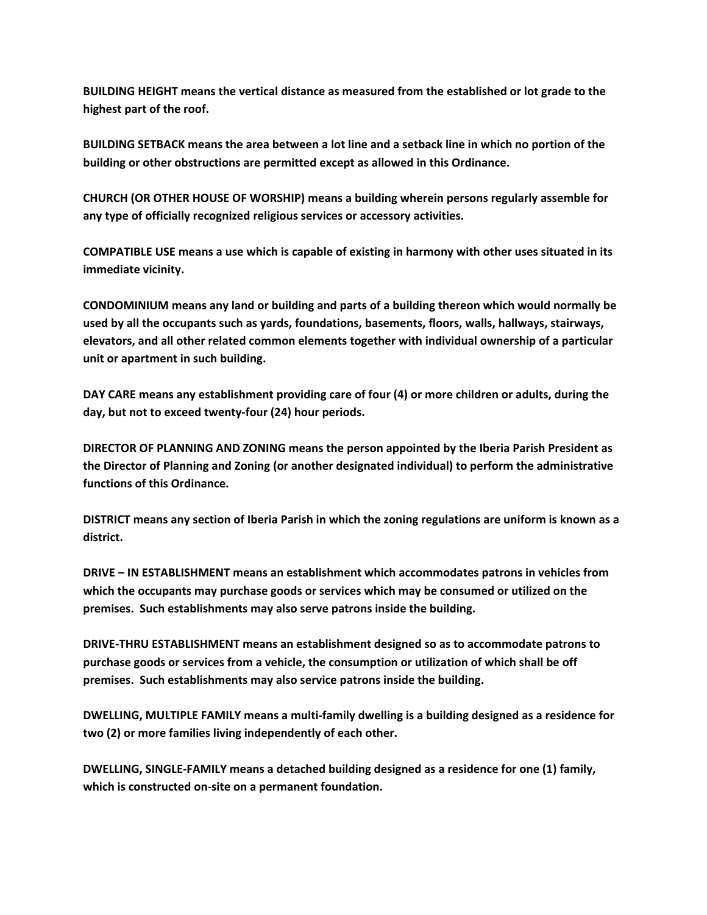**BUILDING HEIGHT means the vertical distance as measured from the established or lot grade to the highest part of the roof.**

**BUILDING SETBACK means the area between a lot line and a setback line in which no portion of the building or other obstructions are permitted except as allowed in this Ordinance.**

**CHURCH (OR OTHER HOUSE OF WORSHIP) means a building wherein persons regularly assemble for any type of officially recognized religious services or accessory activities.**

**COMPATIBLE USE means a use which is capable of existing in harmony with other uses situated in its immediate vicinity.**

**CONDOMINIUM means any land or building and parts of a building thereon which would normally be used by all the occupants such as yards, foundations, basements, floors, walls, hallways, stairways, elevators, and all other related common elements together with individual ownership of a particular unit or apartment in such building.**

**DAY CARE means any establishment providing care of four (4) or more children or adults, during the day, but not to exceed twenty-four (24) hour periods.**

**DIRECTOR OF PLANNING AND ZONING means the person appointed by the Iberia Parish President as the Director of Planning and Zoning (or another designated individual) to perform the administrative functions of this Ordinance.**

**DISTRICT means any section of Iberia Parish in which the zoning regulations are uniform is known as a district.**

**DRIVE – IN ESTABLISHMENT means an establishment which accommodates patrons in vehicles from which the occupants may purchase goods or services which may be consumed or utilized on the premises. Such establishments may also serve patrons inside the building.**

**DRIVE-THRU ESTABLISHMENT means an establishment designed so as to accommodate patrons to purchase goods or services from a vehicle, the consumption or utilization of which shall be off premises. Such establishments may also service patrons inside the building.**

**DWELLING, MULTIPLE FAMILY means a multi-family dwelling is a building designed as a residence for two (2) or more families living independently of each other.**

**DWELLING, SINGLE-FAMILY means a detached building designed as a residence for one (1) family, which is constructed on-site on a permanent foundation.**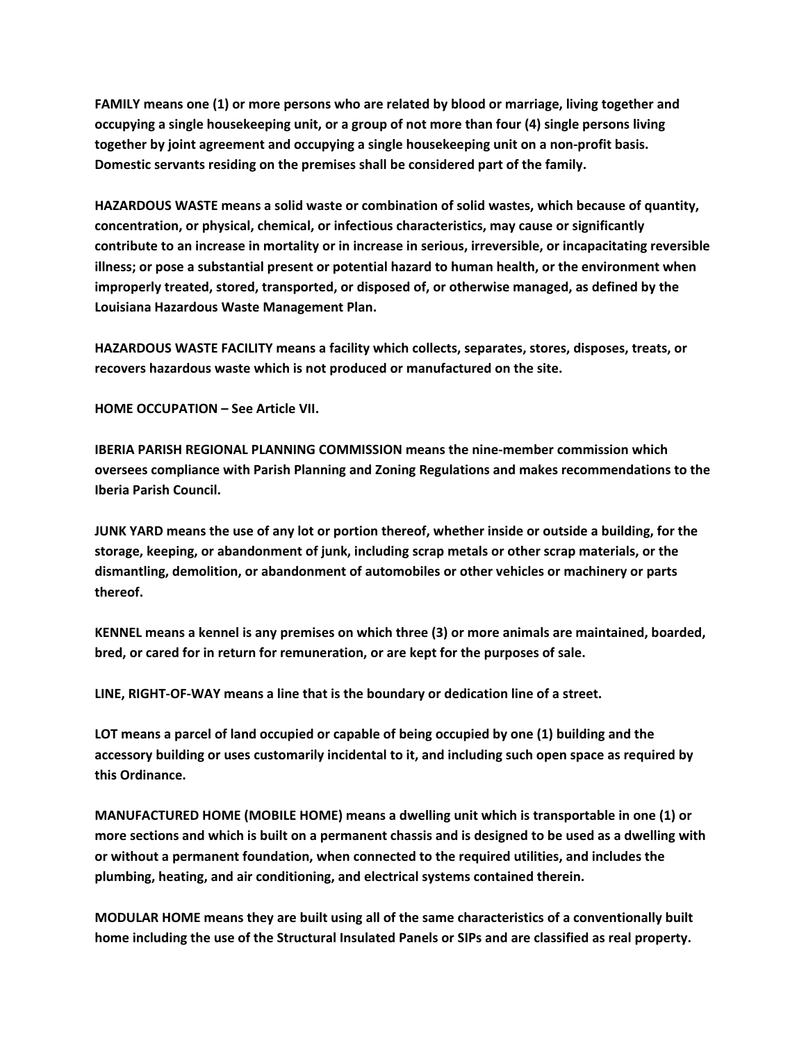**FAMILY means one (1) or more persons who are related by blood or marriage, living together and occupying a single housekeeping unit, or a group of not more than four (4) single persons living together by joint agreement and occupying a single housekeeping unit on a non-profit basis. Domestic servants residing on the premises shall be considered part of the family.**

**HAZARDOUS WASTE means a solid waste or combination of solid wastes, which because of quantity, concentration, or physical, chemical, or infectious characteristics, may cause or significantly contribute to an increase in mortality or in increase in serious, irreversible, or incapacitating reversible illness; or pose a substantial present or potential hazard to human health, or the environment when improperly treated, stored, transported, or disposed of, or otherwise managed, as defined by the Louisiana Hazardous Waste Management Plan.**

**HAZARDOUS WASTE FACILITY means a facility which collects, separates, stores, disposes, treats, or recovers hazardous waste which is not produced or manufactured on the site.**

**HOME OCCUPATION – See Article VII.**

**IBERIA PARISH REGIONAL PLANNING COMMISSION means the nine-member commission which oversees compliance with Parish Planning and Zoning Regulations and makes recommendations to the Iberia Parish Council.**

**JUNK YARD means the use of any lot or portion thereof, whether inside or outside a building, for the storage, keeping, or abandonment of junk, including scrap metals or other scrap materials, or the dismantling, demolition, or abandonment of automobiles or other vehicles or machinery or parts thereof.**

**KENNEL means a kennel is any premises on which three (3) or more animals are maintained, boarded, bred, or cared for in return for remuneration, or are kept for the purposes of sale.**

**LINE, RIGHT-OF-WAY means a line that is the boundary or dedication line of a street.**

**LOT means a parcel of land occupied or capable of being occupied by one (1) building and the accessory building or uses customarily incidental to it, and including such open space as required by this Ordinance.**

**MANUFACTURED HOME (MOBILE HOME) means a dwelling unit which is transportable in one (1) or more sections and which is built on a permanent chassis and is designed to be used as a dwelling with or without a permanent foundation, when connected to the required utilities, and includes the plumbing, heating, and air conditioning, and electrical systems contained therein.**

**MODULAR HOME means they are built using all of the same characteristics of a conventionally built home including the use of the Structural Insulated Panels or SIPs and are classified as real property.**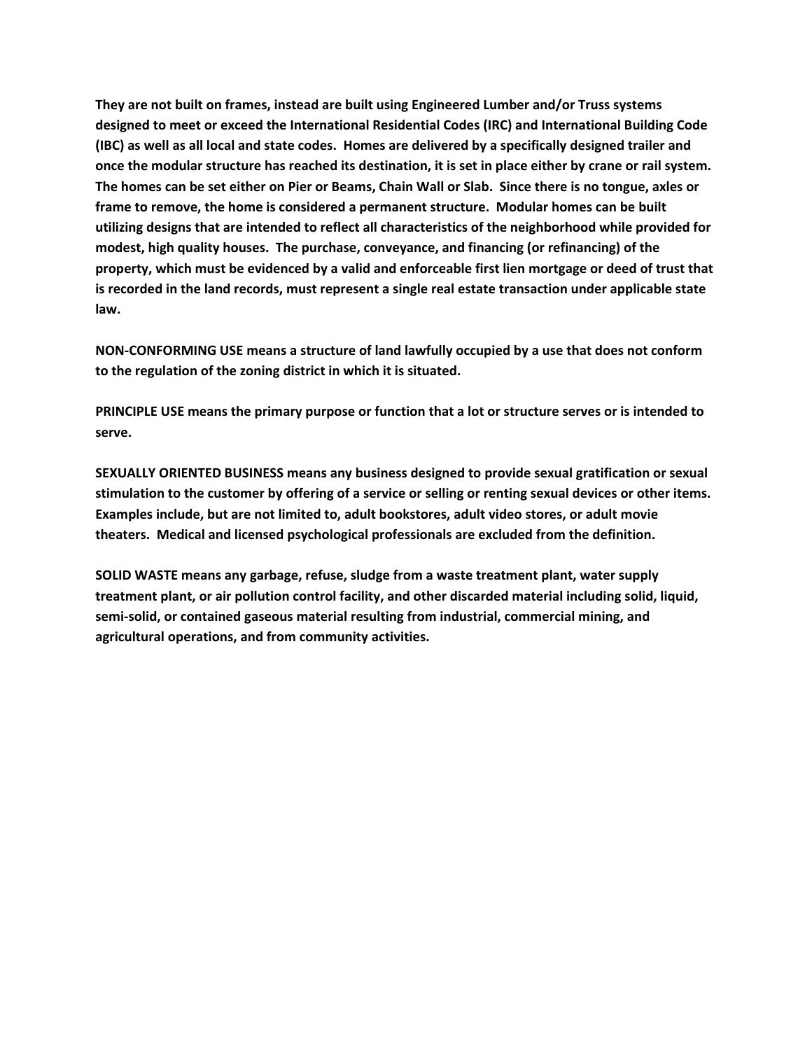**They are not built on frames, instead are built using Engineered Lumber and/or Truss systems designed to meet or exceed the International Residential Codes (IRC) and International Building Code (IBC) as well as all local and state codes. Homes are delivered by a specifically designed trailer and once the modular structure has reached its destination, it is set in place either by crane or rail system. The homes can be set either on Pier or Beams, Chain Wall or Slab. Since there is no tongue, axles or frame to remove, the home is considered a permanent structure. Modular homes can be built utilizing designs that are intended to reflect all characteristics of the neighborhood while provided for modest, high quality houses. The purchase, conveyance, and financing (or refinancing) of the property, which must be evidenced by a valid and enforceable first lien mortgage or deed of trust that is recorded in the land records, must represent a single real estate transaction under applicable state law.**

**NON-CONFORMING USE means a structure of land lawfully occupied by a use that does not conform to the regulation of the zoning district in which it is situated.**

**PRINCIPLE USE means the primary purpose or function that a lot or structure serves or is intended to serve.**

**SEXUALLY ORIENTED BUSINESS means any business designed to provide sexual gratification or sexual stimulation to the customer by offering of a service or selling or renting sexual devices or other items. Examples include, but are not limited to, adult bookstores, adult video stores, or adult movie theaters. Medical and licensed psychological professionals are excluded from the definition.**

**SOLID WASTE means any garbage, refuse, sludge from a waste treatment plant, water supply treatment plant, or air pollution control facility, and other discarded material including solid, liquid, semi-solid, or contained gaseous material resulting from industrial, commercial mining, and agricultural operations, and from community activities.**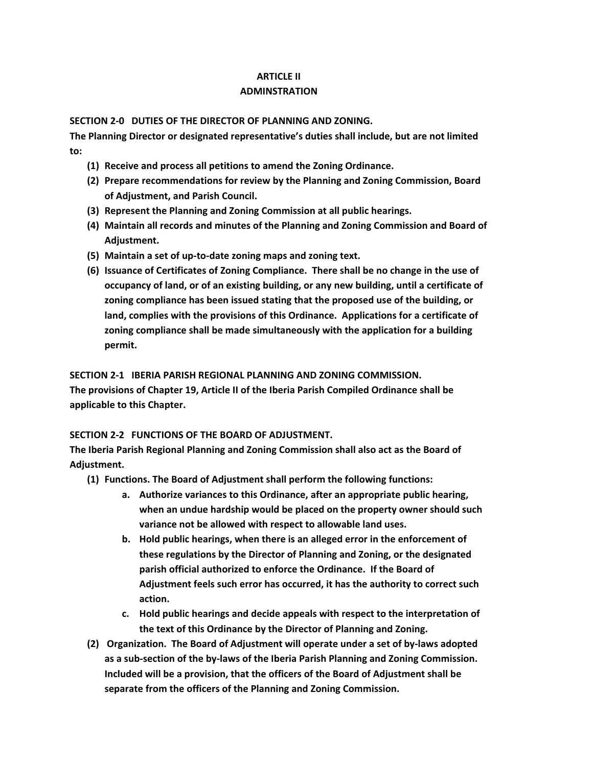# ARTICLE II
# ADMINSTRATION

**SECTION 2-0 DUTIES OF THE DIRECTOR OF PLANNING AND ZONING.**

**The Planning Director or designated representative's duties shall include, but are not limited to:**

**(1) Receive and process all petitions to amend the Zoning Ordinance.**

**(2) Prepare recommendations for review by the Planning and Zoning Commission, Board of Adjustment, and Parish Council.**

**(3) Represent the Planning and Zoning Commission at all public hearings.**

**(4) Maintain all records and minutes of the Planning and Zoning Commission and Board of Adjustment.**

**(5) Maintain a set of up-to-date zoning maps and zoning text.**

**(6) Issuance of Certificates of Zoning Compliance. There shall be no change in the use of occupancy of land, or of an existing building, or any new building, until a certificate of zoning compliance has been issued stating that the proposed use of the building, or land, complies with the provisions of this Ordinance. Applications for a certificate of zoning compliance shall be made simultaneously with the application for a building permit.**

**SECTION 2-1 IBERIA PARISH REGIONAL PLANNING AND ZONING COMMISSION.**

**The provisions of Chapter 19, Article II of the Iberia Parish Compiled Ordinance shall be applicable to this Chapter.**

**SECTION 2-2 FUNCTIONS OF THE BOARD OF ADJUSTMENT.**

**The Iberia Parish Regional Planning and Zoning Commission shall also act as the Board of Adjustment.**

**(1) Functions. The Board of Adjustment shall perform the following functions:**

- **a. Authorize variances to this Ordinance, after an appropriate public hearing, when an undue hardship would be placed on the property owner should such variance not be allowed with respect to allowable land uses.**
- **b. Hold public hearings, when there is an alleged error in the enforcement of these regulations by the Director of Planning and Zoning, or the designated parish official authorized to enforce the Ordinance. If the Board of Adjustment feels such error has occurred, it has the authority to correct such action.**
- **c. Hold public hearings and decide appeals with respect to the interpretation of the text of this Ordinance by the Director of Planning and Zoning.**

**(2) Organization. The Board of Adjustment will operate under a set of by-laws adopted as a sub-section of the by-laws of the Iberia Parish Planning and Zoning Commission. Included will be a provision, that the officers of the Board of Adjustment shall be separate from the officers of the Planning and Zoning Commission.**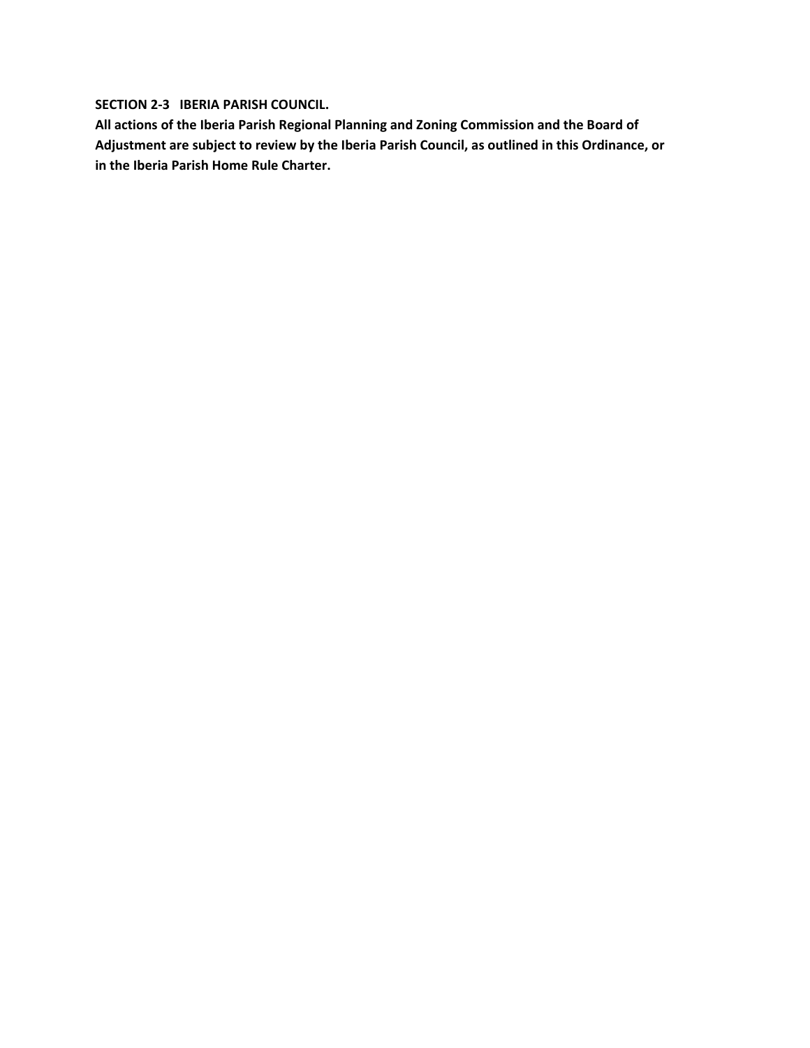**SECTION 2-3 IBERIA PARISH COUNCIL.**

**All actions of the Iberia Parish Regional Planning and Zoning Commission and the Board of Adjustment are subject to review by the Iberia Parish Council, as outlined in this Ordinance, or in the Iberia Parish Home Rule Charter.**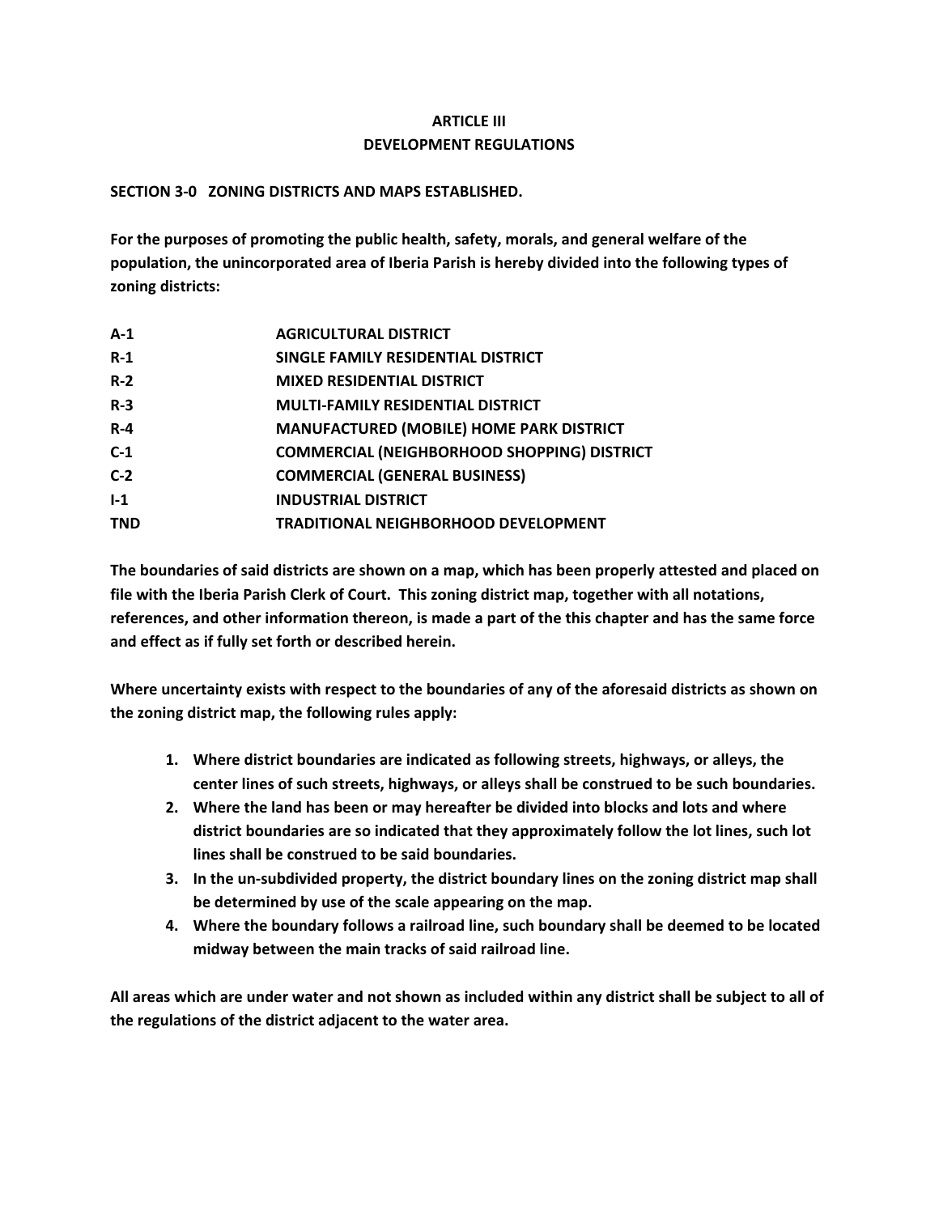# ARTICLE III
# DEVELOPMENT REGULATIONS

## SECTION 3-0 ZONING DISTRICTS AND MAPS ESTABLISHED.

**For the purposes of promoting the public health, safety, morals, and general welfare of the population, the unincorporated area of Iberia Parish is hereby divided into the following types of zoning districts:**

| | |
|---|---|
| **A-1** | **AGRICULTURAL DISTRICT** |
| **R-1** | **SINGLE FAMILY RESIDENTIAL DISTRICT** |
| **R-2** | **MIXED RESIDENTIAL DISTRICT** |
| **R-3** | **MULTI-FAMILY RESIDENTIAL DISTRICT** |
| **R-4** | **MANUFACTURED (MOBILE) HOME PARK DISTRICT** |
| **C-1** | **COMMERCIAL (NEIGHBORHOOD SHOPPING) DISTRICT** |
| **C-2** | **COMMERCIAL (GENERAL BUSINESS)** |
| **I-1** | **INDUSTRIAL DISTRICT** |
| **TND** | **TRADITIONAL NEIGHBORHOOD DEVELOPMENT** |

**The boundaries of said districts are shown on a map, which has been properly attested and placed on file with the Iberia Parish Clerk of Court. This zoning district map, together with all notations, references, and other information thereon, is made a part of the this chapter and has the same force and effect as if fully set forth or described herein.**

**Where uncertainty exists with respect to the boundaries of any of the aforesaid districts as shown on the zoning district map, the following rules apply:**

1. **Where district boundaries are indicated as following streets, highways, or alleys, the center lines of such streets, highways, or alleys shall be construed to be such boundaries.**
2. **Where the land has been or may hereafter be divided into blocks and lots and where district boundaries are so indicated that they approximately follow the lot lines, such lot lines shall be construed to be said boundaries.**
3. **In the un-subdivided property, the district boundary lines on the zoning district map shall be determined by use of the scale appearing on the map.**
4. **Where the boundary follows a railroad line, such boundary shall be deemed to be located midway between the main tracks of said railroad line.**

**All areas which are under water and not shown as included within any district shall be subject to all of the regulations of the district adjacent to the water area.**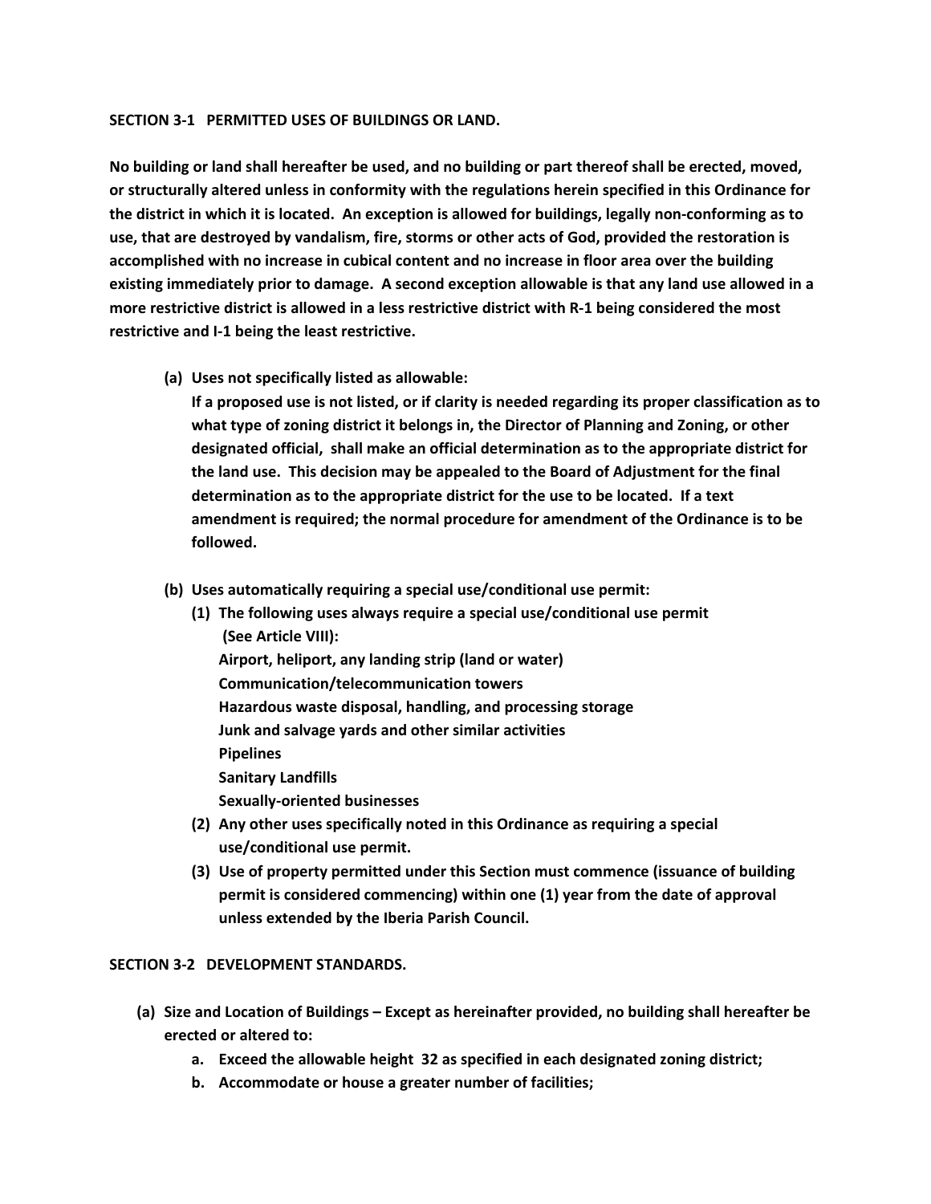**SECTION 3-1 PERMITTED USES OF BUILDINGS OR LAND.**

**No building or land shall hereafter be used, and no building or part thereof shall be erected, moved, or structurally altered unless in conformity with the regulations herein specified in this Ordinance for the district in which it is located. An exception is allowed for buildings, legally non-conforming as to use, that are destroyed by vandalism, fire, storms or other acts of God, provided the restoration is accomplished with no increase in cubical content and no increase in floor area over the building existing immediately prior to damage. A second exception allowable is that any land use allowed in a more restrictive district is allowed in a less restrictive district with R-1 being considered the most restrictive and I-1 being the least restrictive.**

- **(a) Uses not specifically listed as allowable:**
  **If a proposed use is not listed, or if clarity is needed regarding its proper classification as to what type of zoning district it belongs in, the Director of Planning and Zoning, or other designated official, shall make an official determination as to the appropriate district for the land use. This decision may be appealed to the Board of Adjustment for the final determination as to the appropriate district for the use to be located. If a text amendment is required; the normal procedure for amendment of the Ordinance is to be followed.**

- **(b) Uses automatically requiring a special use/conditional use permit:**
  - **(1) The following uses always require a special use/conditional use permit (See Article VIII):**
    **Airport, heliport, any landing strip (land or water)**
    **Communication/telecommunication towers**
    **Hazardous waste disposal, handling, and processing storage**
    **Junk and salvage yards and other similar activities**
    **Pipelines**
    **Sanitary Landfills**
    **Sexually-oriented businesses**
  - **(2) Any other uses specifically noted in this Ordinance as requiring a special use/conditional use permit.**
  - **(3) Use of property permitted under this Section must commence (issuance of building permit is considered commencing) within one (1) year from the date of approval unless extended by the Iberia Parish Council.**

**SECTION 3-2 DEVELOPMENT STANDARDS.**

- **(a) Size and Location of Buildings – Except as hereinafter provided, no building shall hereafter be erected or altered to:**
  - **a. Exceed the allowable height 32 as specified in each designated zoning district;**
  - **b. Accommodate or house a greater number of facilities;**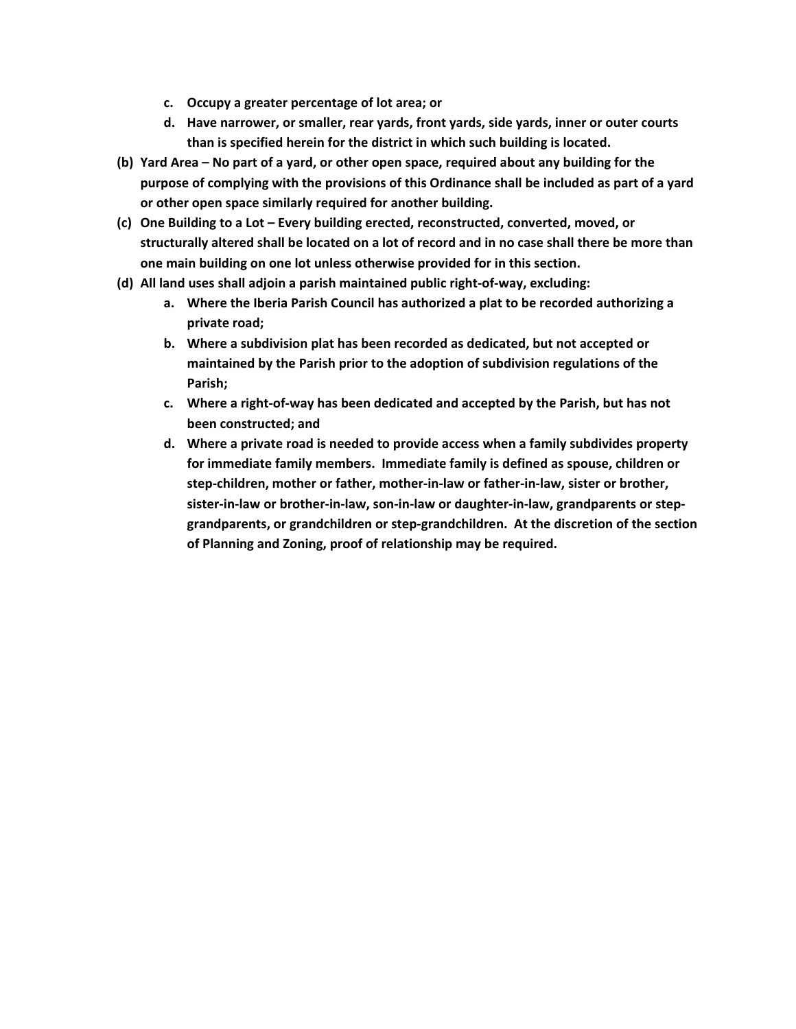c. **Occupy a greater percentage of lot area; or**
   d. **Have narrower, or smaller, rear yards, front yards, side yards, inner or outer courts than is specified herein for the district in which such building is located.**

**(b) Yard Area – No part of a yard, or other open space, required about any building for the purpose of complying with the provisions of this Ordinance shall be included as part of a yard or other open space similarly required for another building.**

**(c) One Building to a Lot – Every building erected, reconstructed, converted, moved, or structurally altered shall be located on a lot of record and in no case shall there be more than one main building on one lot unless otherwise provided for in this section.**

**(d) All land uses shall adjoin a parish maintained public right-of-way, excluding:**

   a. **Where the Iberia Parish Council has authorized a plat to be recorded authorizing a private road;**
   b. **Where a subdivision plat has been recorded as dedicated, but not accepted or maintained by the Parish prior to the adoption of subdivision regulations of the Parish;**
   c. **Where a right-of-way has been dedicated and accepted by the Parish, but has not been constructed; and**
   d. **Where a private road is needed to provide access when a family subdivides property for immediate family members. Immediate family is defined as spouse, children or step-children, mother or father, mother-in-law or father-in-law, sister or brother, sister-in-law or brother-in-law, son-in-law or daughter-in-law, grandparents or step-grandparents, or grandchildren or step-grandchildren. At the discretion of the section of Planning and Zoning, proof of relationship may be required.**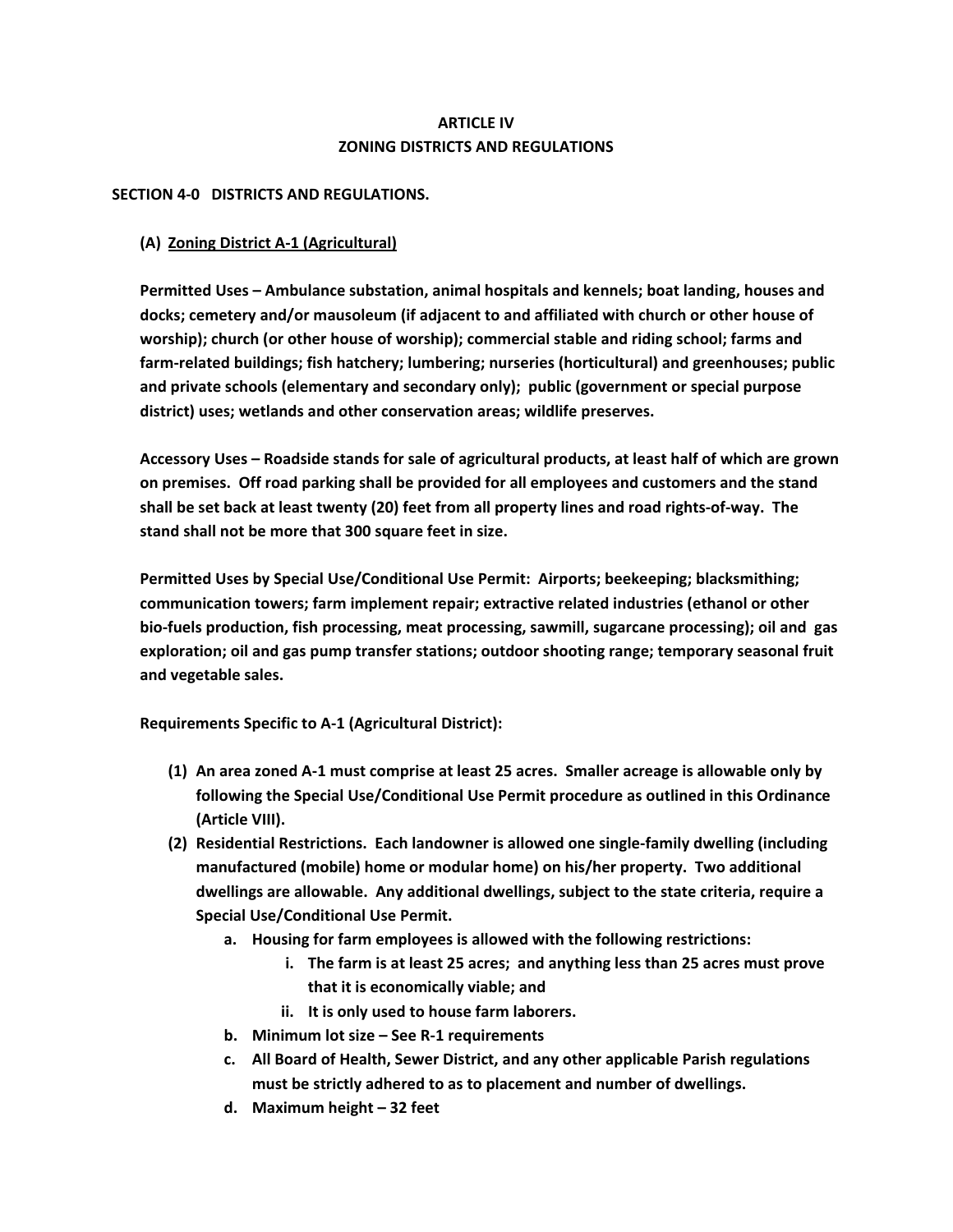# ARTICLE IV
# ZONING DISTRICTS AND REGULATIONS

## SECTION 4-0 DISTRICTS AND REGULATIONS.

### (A) Zoning District A-1 (Agricultural)

**Permitted Uses – Ambulance substation, animal hospitals and kennels; boat landing, houses and docks; cemetery and/or mausoleum (if adjacent to and affiliated with church or other house of worship); church (or other house of worship); commercial stable and riding school; farms and farm-related buildings; fish hatchery; lumbering; nurseries (horticultural) and greenhouses; public and private schools (elementary and secondary only); public (government or special purpose district) uses; wetlands and other conservation areas; wildlife preserves.**

**Accessory Uses – Roadside stands for sale of agricultural products, at least half of which are grown on premises. Off road parking shall be provided for all employees and customers and the stand shall be set back at least twenty (20) feet from all property lines and road rights-of-way. The stand shall not be more that 300 square feet in size.**

**Permitted Uses by Special Use/Conditional Use Permit: Airports; beekeeping; blacksmithing; communication towers; farm implement repair; extractive related industries (ethanol or other bio-fuels production, fish processing, meat processing, sawmill, sugarcane processing); oil and gas exploration; oil and gas pump transfer stations; outdoor shooting range; temporary seasonal fruit and vegetable sales.**

**Requirements Specific to A-1 (Agricultural District):**

1. **An area zoned A-1 must comprise at least 25 acres. Smaller acreage is allowable only by following the Special Use/Conditional Use Permit procedure as outlined in this Ordinance (Article VIII).**
2. **Residential Restrictions. Each landowner is allowed one single-family dwelling (including manufactured (mobile) home or modular home) on his/her property. Two additional dwellings are allowable. Any additional dwellings, subject to the state criteria, require a Special Use/Conditional Use Permit.**
    a. **Housing for farm employees is allowed with the following restrictions:**
        i. **The farm is at least 25 acres; and anything less than 25 acres must prove that it is economically viable; and**
        ii. **It is only used to house farm laborers.**
    b. **Minimum lot size – See R-1 requirements**
    c. **All Board of Health, Sewer District, and any other applicable Parish regulations must be strictly adhered to as to placement and number of dwellings.**
    d. **Maximum height – 32 feet**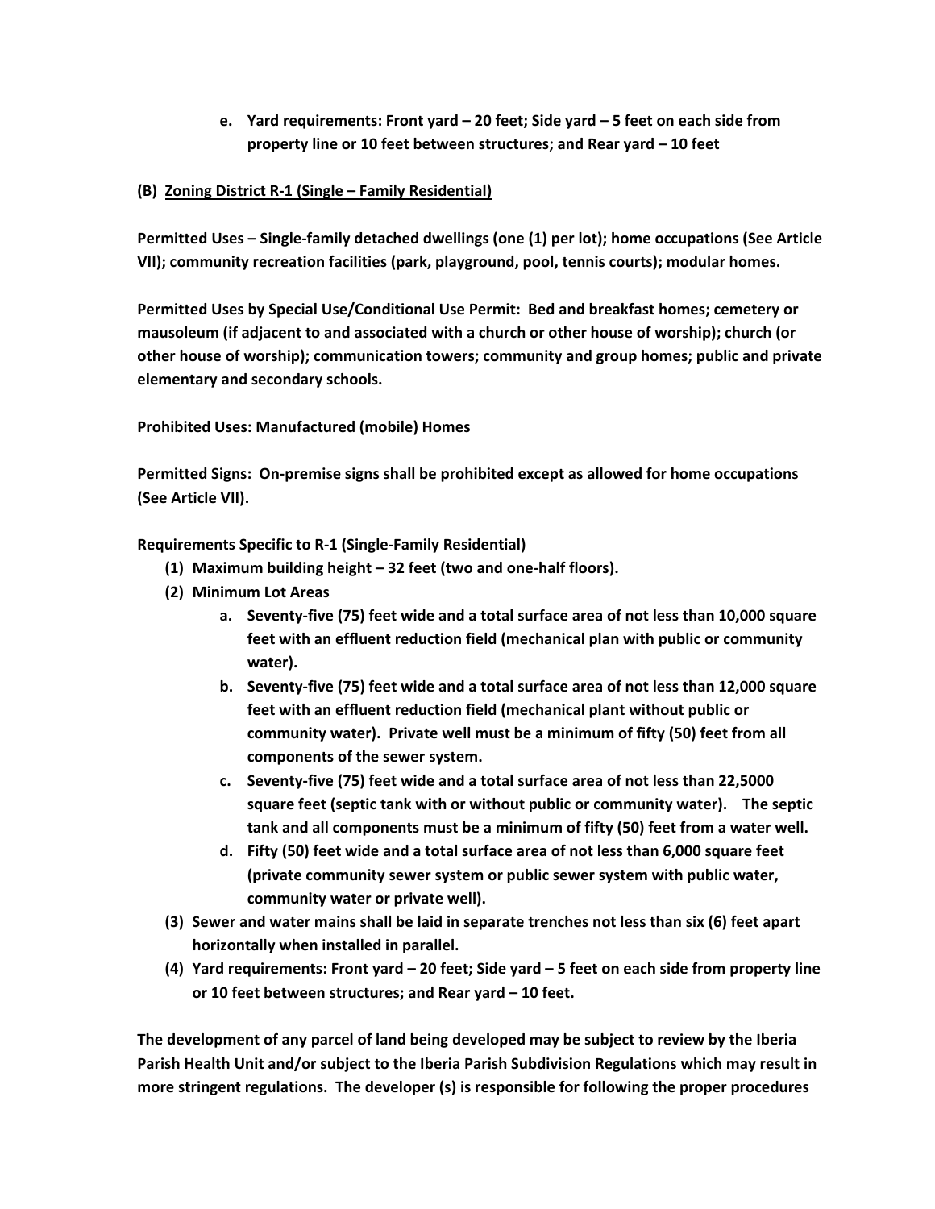e. **Yard requirements: Front yard – 20 feet; Side yard – 5 feet on each side from property line or 10 feet between structures; and Rear yard – 10 feet**

**(B) <u>Zoning District R-1 (Single – Family Residential)</u>**

**Permitted Uses – Single-family detached dwellings (one (1) per lot); home occupations (See Article VII); community recreation facilities (park, playground, pool, tennis courts); modular homes.**

**Permitted Uses by Special Use/Conditional Use Permit: Bed and breakfast homes; cemetery or mausoleum (if adjacent to and associated with a church or other house of worship); church (or other house of worship); communication towers; community and group homes; public and private elementary and secondary schools.**

**Prohibited Uses: Manufactured (mobile) Homes**

**Permitted Signs: On-premise signs shall be prohibited except as allowed for home occupations (See Article VII).**

**Requirements Specific to R-1 (Single-Family Residential)**

**(1) Maximum building height – 32 feet (two and one-half floors).**

**(2) Minimum Lot Areas**

- a. **Seventy-five (75) feet wide and a total surface area of not less than 10,000 square feet with an effluent reduction field (mechanical plan with public or community water).**
- b. **Seventy-five (75) feet wide and a total surface area of not less than 12,000 square feet with an effluent reduction field (mechanical plant without public or community water). Private well must be a minimum of fifty (50) feet from all components of the sewer system.**
- c. **Seventy-five (75) feet wide and a total surface area of not less than 22,5000 square feet (septic tank with or without public or community water). The septic tank and all components must be a minimum of fifty (50) feet from a water well.**
- d. **Fifty (50) feet wide and a total surface area of not less than 6,000 square feet (private community sewer system or public sewer system with public water, community water or private well).**

**(3) Sewer and water mains shall be laid in separate trenches not less than six (6) feet apart horizontally when installed in parallel.**

**(4) Yard requirements: Front yard – 20 feet; Side yard – 5 feet on each side from property line or 10 feet between structures; and Rear yard – 10 feet.**

**The development of any parcel of land being developed may be subject to review by the Iberia Parish Health Unit and/or subject to the Iberia Parish Subdivision Regulations which may result in more stringent regulations. The developer (s) is responsible for following the proper procedures**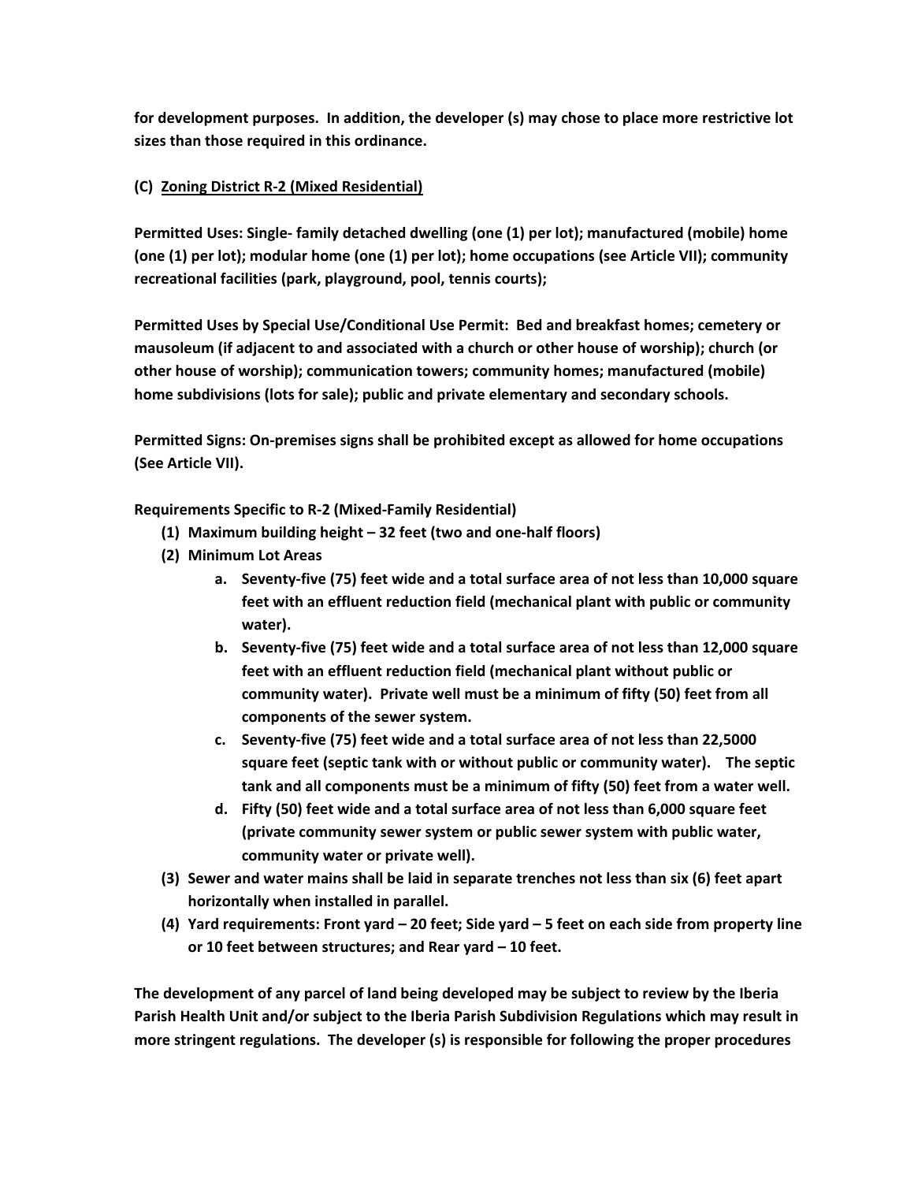**for development purposes. In addition, the developer (s) may chose to place more restrictive lot sizes than those required in this ordinance.**

**(C) <u>Zoning District R-2 (Mixed Residential)</u>**

**Permitted Uses: Single- family detached dwelling (one (1) per lot); manufactured (mobile) home (one (1) per lot); modular home (one (1) per lot); home occupations (see Article VII); community recreational facilities (park, playground, pool, tennis courts);**

**Permitted Uses by Special Use/Conditional Use Permit: Bed and breakfast homes; cemetery or mausoleum (if adjacent to and associated with a church or other house of worship); church (or other house of worship); communication towers; community homes; manufactured (mobile) home subdivisions (lots for sale); public and private elementary and secondary schools.**

**Permitted Signs: On-premises signs shall be prohibited except as allowed for home occupations (See Article VII).**

**Requirements Specific to R-2 (Mixed-Family Residential)**

**(1) Maximum building height – 32 feet (two and one-half floors)**

**(2) Minimum Lot Areas**

   **a. Seventy-five (75) feet wide and a total surface area of not less than 10,000 square feet with an effluent reduction field (mechanical plant with public or community water).**

   **b. Seventy-five (75) feet wide and a total surface area of not less than 12,000 square feet with an effluent reduction field (mechanical plant without public or community water). Private well must be a minimum of fifty (50) feet from all components of the sewer system.**

   **c. Seventy-five (75) feet wide and a total surface area of not less than 22,5000 square feet (septic tank with or without public or community water). The septic tank and all components must be a minimum of fifty (50) feet from a water well.**

   **d. Fifty (50) feet wide and a total surface area of not less than 6,000 square feet (private community sewer system or public sewer system with public water, community water or private well).**

**(3) Sewer and water mains shall be laid in separate trenches not less than six (6) feet apart horizontally when installed in parallel.**

**(4) Yard requirements: Front yard – 20 feet; Side yard – 5 feet on each side from property line or 10 feet between structures; and Rear yard – 10 feet.**

**The development of any parcel of land being developed may be subject to review by the Iberia Parish Health Unit and/or subject to the Iberia Parish Subdivision Regulations which may result in more stringent regulations. The developer (s) is responsible for following the proper procedures**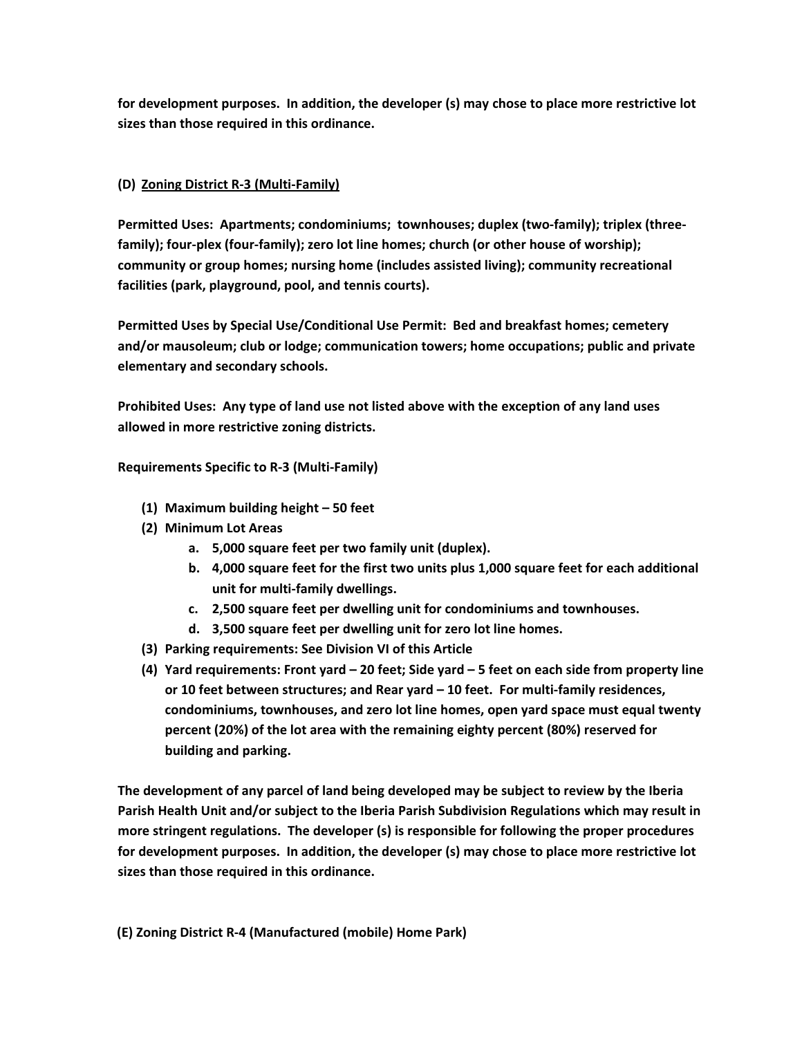**for development purposes. In addition, the developer (s) may chose to place more restrictive lot sizes than those required in this ordinance.**

**(D) <u>Zoning District R-3 (Multi-Family)</u>**

**Permitted Uses: Apartments; condominiums; townhouses; duplex (two-family); triplex (three-family); four-plex (four-family); zero lot line homes; church (or other house of worship); community or group homes; nursing home (includes assisted living); community recreational facilities (park, playground, pool, and tennis courts).**

**Permitted Uses by Special Use/Conditional Use Permit: Bed and breakfast homes; cemetery and/or mausoleum; club or lodge; communication towers; home occupations; public and private elementary and secondary schools.**

**Prohibited Uses: Any type of land use not listed above with the exception of any land uses allowed in more restrictive zoning districts.**

**Requirements Specific to R-3 (Multi-Family)**

**(1) Maximum building height – 50 feet**

**(2) Minimum Lot Areas**

- **a. 5,000 square feet per two family unit (duplex).**
- **b. 4,000 square feet for the first two units plus 1,000 square feet for each additional unit for multi-family dwellings.**
- **c. 2,500 square feet per dwelling unit for condominiums and townhouses.**
- **d. 3,500 square feet per dwelling unit for zero lot line homes.**

**(3) Parking requirements: See Division VI of this Article**

**(4) Yard requirements: Front yard – 20 feet; Side yard – 5 feet on each side from property line or 10 feet between structures; and Rear yard – 10 feet. For multi-family residences, condominiums, townhouses, and zero lot line homes, open yard space must equal twenty percent (20%) of the lot area with the remaining eighty percent (80%) reserved for building and parking.**

**The development of any parcel of land being developed may be subject to review by the Iberia Parish Health Unit and/or subject to the Iberia Parish Subdivision Regulations which may result in more stringent regulations. The developer (s) is responsible for following the proper procedures for development purposes. In addition, the developer (s) may chose to place more restrictive lot sizes than those required in this ordinance.**

**(E) Zoning District R-4 (Manufactured (mobile) Home Park)**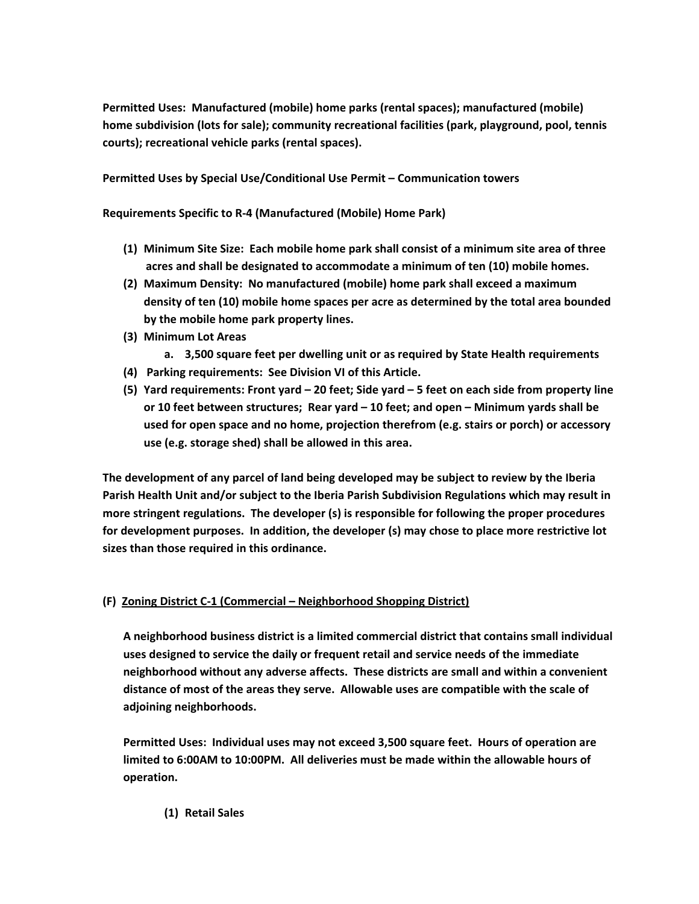**Permitted Uses: Manufactured (mobile) home parks (rental spaces); manufactured (mobile) home subdivision (lots for sale); community recreational facilities (park, playground, pool, tennis courts); recreational vehicle parks (rental spaces).**

**Permitted Uses by Special Use/Conditional Use Permit – Communication towers**

**Requirements Specific to R-4 (Manufactured (Mobile) Home Park)**

1. **Minimum Site Size: Each mobile home park shall consist of a minimum site area of three acres and shall be designated to accommodate a minimum of ten (10) mobile homes.**
2. **Maximum Density: No manufactured (mobile) home park shall exceed a maximum density of ten (10) mobile home spaces per acre as determined by the total area bounded by the mobile home park property lines.**
3. **Minimum Lot Areas**
   a. **3,500 square feet per dwelling unit or as required by State Health requirements**
4. **Parking requirements: See Division VI of this Article.**
5. **Yard requirements: Front yard – 20 feet; Side yard – 5 feet on each side from property line or 10 feet between structures; Rear yard – 10 feet; and open – Minimum yards shall be used for open space and no home, projection therefrom (e.g. stairs or porch) or accessory use (e.g. storage shed) shall be allowed in this area.**

**The development of any parcel of land being developed may be subject to review by the Iberia Parish Health Unit and/or subject to the Iberia Parish Subdivision Regulations which may result in more stringent regulations. The developer (s) is responsible for following the proper procedures for development purposes. In addition, the developer (s) may chose to place more restrictive lot sizes than those required in this ordinance.**

### (F) Zoning District C-1 (Commercial – Neighborhood Shopping District)

**A neighborhood business district is a limited commercial district that contains small individual uses designed to service the daily or frequent retail and service needs of the immediate neighborhood without any adverse affects. These districts are small and within a convenient distance of most of the areas they serve. Allowable uses are compatible with the scale of adjoining neighborhoods.**

**Permitted Uses: Individual uses may not exceed 3,500 square feet. Hours of operation are limited to 6:00AM to 10:00PM. All deliveries must be made within the allowable hours of operation.**

1. **Retail Sales**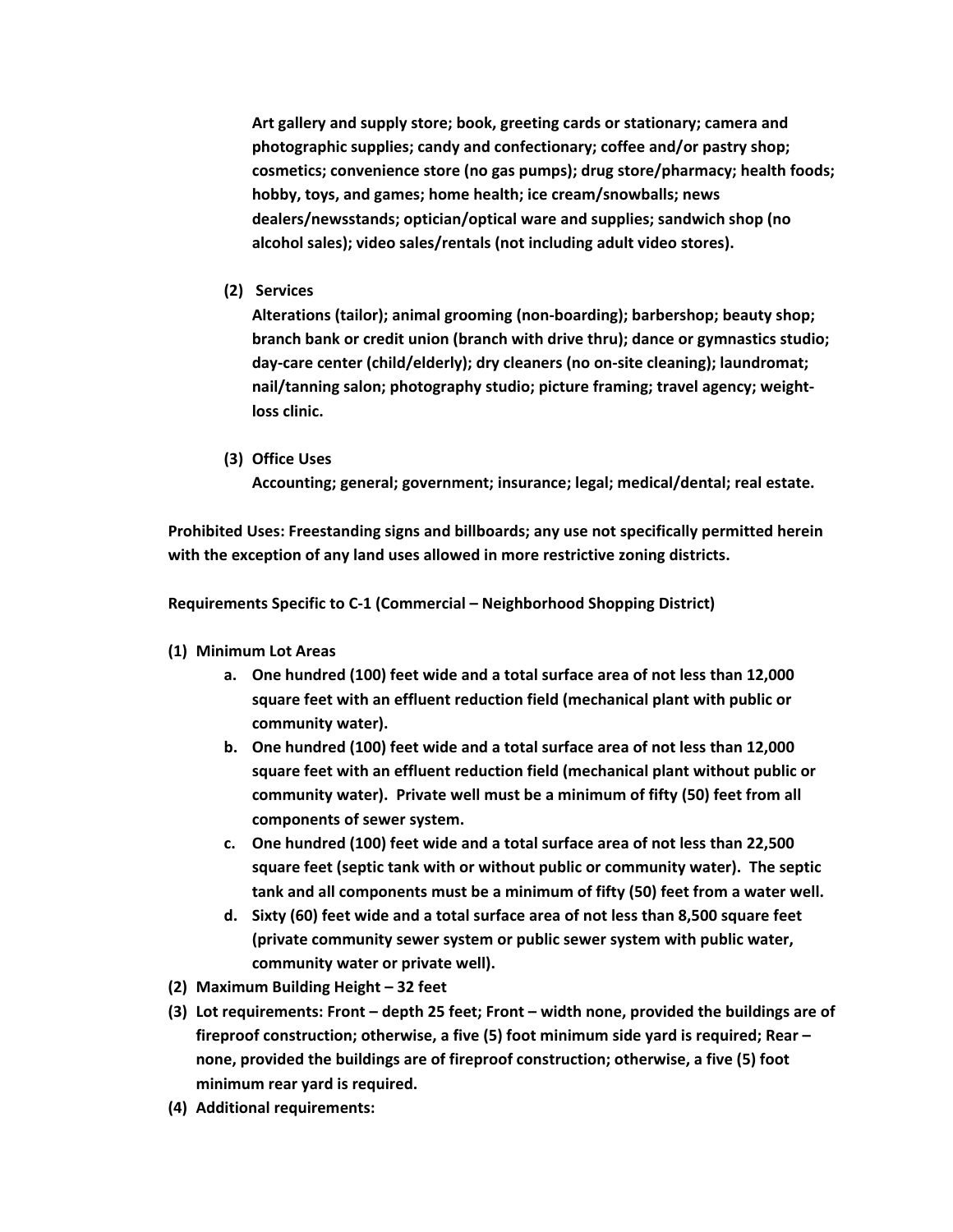**Art gallery and supply store; book, greeting cards or stationary; camera and photographic supplies; candy and confectionary; coffee and/or pastry shop; cosmetics; convenience store (no gas pumps); drug store/pharmacy; health foods; hobby, toys, and games; home health; ice cream/snowballs; news dealers/newsstands; optician/optical ware and supplies; sandwich shop (no alcohol sales); video sales/rentals (not including adult video stores).**

**(2) Services**

**Alterations (tailor); animal grooming (non-boarding); barbershop; beauty shop; branch bank or credit union (branch with drive thru); dance or gymnastics studio; day-care center (child/elderly); dry cleaners (no on-site cleaning); laundromat; nail/tanning salon; photography studio; picture framing; travel agency; weight-loss clinic.**

**(3) Office Uses**

**Accounting; general; government; insurance; legal; medical/dental; real estate.**

**Prohibited Uses: Freestanding signs and billboards; any use not specifically permitted herein with the exception of any land uses allowed in more restrictive zoning districts.**

**Requirements Specific to C-1 (Commercial – Neighborhood Shopping District)**

**(1) Minimum Lot Areas**

- **a. One hundred (100) feet wide and a total surface area of not less than 12,000 square feet with an effluent reduction field (mechanical plant with public or community water).**
- **b. One hundred (100) feet wide and a total surface area of not less than 12,000 square feet with an effluent reduction field (mechanical plant without public or community water). Private well must be a minimum of fifty (50) feet from all components of sewer system.**
- **c. One hundred (100) feet wide and a total surface area of not less than 22,500 square feet (septic tank with or without public or community water). The septic tank and all components must be a minimum of fifty (50) feet from a water well.**
- **d. Sixty (60) feet wide and a total surface area of not less than 8,500 square feet (private community sewer system or public sewer system with public water, community water or private well).**

**(2) Maximum Building Height – 32 feet**

**(3) Lot requirements: Front – depth 25 feet; Front – width none, provided the buildings are of fireproof construction; otherwise, a five (5) foot minimum side yard is required; Rear – none, provided the buildings are of fireproof construction; otherwise, a five (5) foot minimum rear yard is required.**

**(4) Additional requirements:**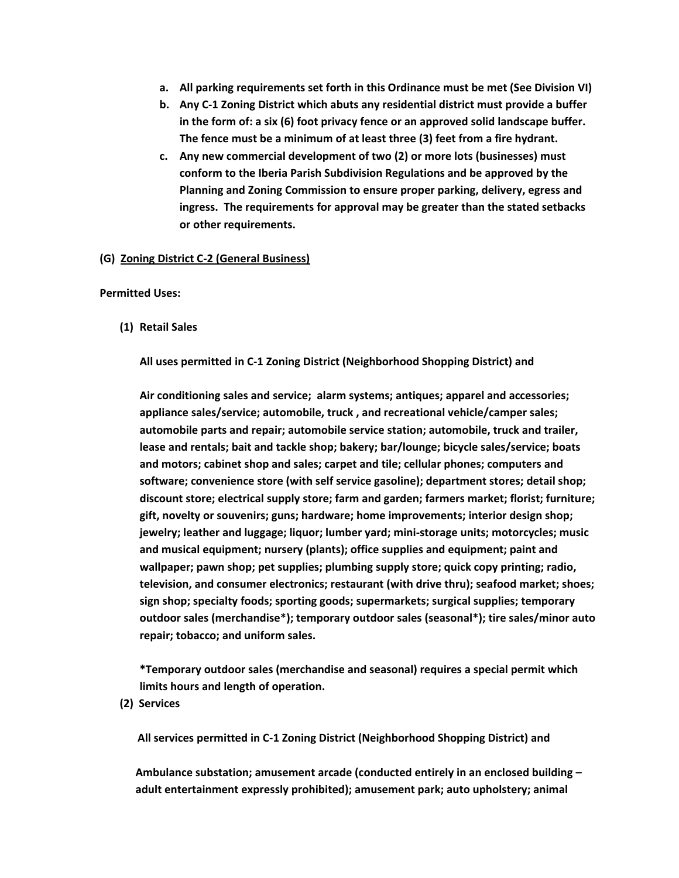a. **All parking requirements set forth in this Ordinance must be met (See Division VI)**
b. **Any C-1 Zoning District which abuts any residential district must provide a buffer in the form of: a six (6) foot privacy fence or an approved solid landscape buffer. The fence must be a minimum of at least three (3) feet from a fire hydrant.**
c. **Any new commercial development of two (2) or more lots (businesses) must conform to the Iberia Parish Subdivision Regulations and be approved by the Planning and Zoning Commission to ensure proper parking, delivery, egress and ingress. The requirements for approval may be greater than the stated setbacks or other requirements.**

**(G) Zoning District C-2 (General Business)**

**Permitted Uses:**

**(1) Retail Sales**

**All uses permitted in C-1 Zoning District (Neighborhood Shopping District) and**

**Air conditioning sales and service; alarm systems; antiques; apparel and accessories; appliance sales/service; automobile, truck , and recreational vehicle/camper sales; automobile parts and repair; automobile service station; automobile, truck and trailer, lease and rentals; bait and tackle shop; bakery; bar/lounge; bicycle sales/service; boats and motors; cabinet shop and sales; carpet and tile; cellular phones; computers and software; convenience store (with self service gasoline); department stores; detail shop; discount store; electrical supply store; farm and garden; farmers market; florist; furniture; gift, novelty or souvenirs; guns; hardware; home improvements; interior design shop; jewelry; leather and luggage; liquor; lumber yard; mini-storage units; motorcycles; music and musical equipment; nursery (plants); office supplies and equipment; paint and wallpaper; pawn shop; pet supplies; plumbing supply store; quick copy printing; radio, television, and consumer electronics; restaurant (with drive thru); seafood market; shoes; sign shop; specialty foods; sporting goods; supermarkets; surgical supplies; temporary outdoor sales (merchandise*); temporary outdoor sales (seasonal*); tire sales/minor auto repair; tobacco; and uniform sales.**

***Temporary outdoor sales (merchandise and seasonal) requires a special permit which limits hours and length of operation.**

**(2) Services**

**All services permitted in C-1 Zoning District (Neighborhood Shopping District) and**

**Ambulance substation; amusement arcade (conducted entirely in an enclosed building – adult entertainment expressly prohibited); amusement park; auto upholstery; animal**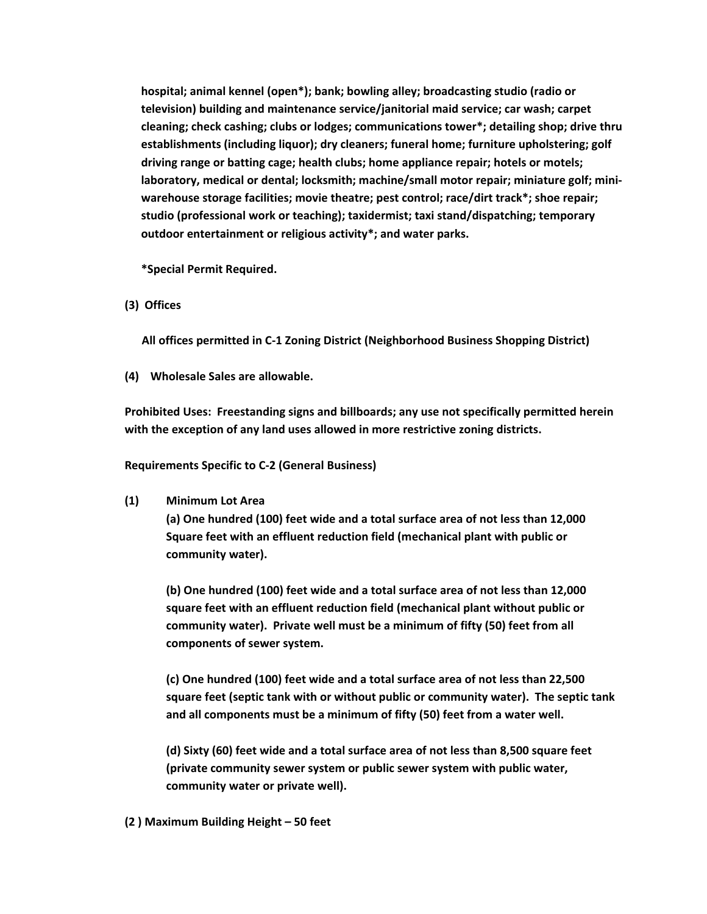**hospital; animal kennel (open*); bank; bowling alley; broadcasting studio (radio or television) building and maintenance service/janitorial maid service; car wash; carpet cleaning; check cashing; clubs or lodges; communications tower*; detailing shop; drive thru establishments (including liquor); dry cleaners; funeral home; furniture upholstering; golf driving range or batting cage; health clubs; home appliance repair; hotels or motels; laboratory, medical or dental; locksmith; machine/small motor repair; miniature golf; mini-warehouse storage facilities; movie theatre; pest control; race/dirt track*; shoe repair; studio (professional work or teaching); taxidermist; taxi stand/dispatching; temporary outdoor entertainment or religious activity*; and water parks.**

**\*Special Permit Required.**

**(3) Offices**

**All offices permitted in C-1 Zoning District (Neighborhood Business Shopping District)**

**(4) Wholesale Sales are allowable.**

**Prohibited Uses: Freestanding signs and billboards; any use not specifically permitted herein with the exception of any land uses allowed in more restrictive zoning districts.**

**Requirements Specific to C-2 (General Business)**

**(1) Minimum Lot Area**

**(a) One hundred (100) feet wide and a total surface area of not less than 12,000 Square feet with an effluent reduction field (mechanical plant with public or community water).**

**(b) One hundred (100) feet wide and a total surface area of not less than 12,000 square feet with an effluent reduction field (mechanical plant without public or community water). Private well must be a minimum of fifty (50) feet from all components of sewer system.**

**(c) One hundred (100) feet wide and a total surface area of not less than 22,500 square feet (septic tank with or without public or community water). The septic tank and all components must be a minimum of fifty (50) feet from a water well.**

**(d) Sixty (60) feet wide and a total surface area of not less than 8,500 square feet (private community sewer system or public sewer system with public water, community water or private well).**

**(2 ) Maximum Building Height – 50 feet**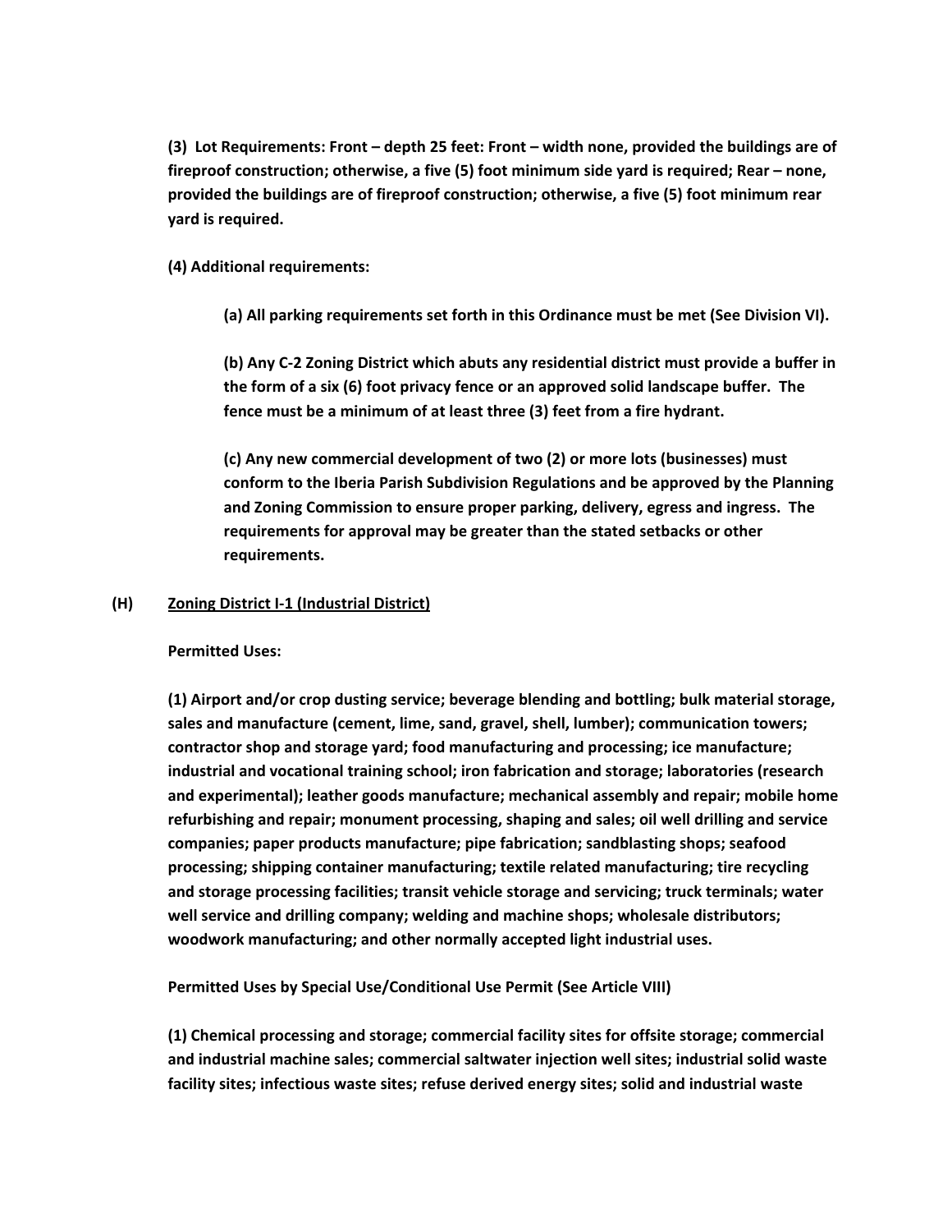**(3) Lot Requirements: Front – depth 25 feet: Front – width none, provided the buildings are of fireproof construction; otherwise, a five (5) foot minimum side yard is required; Rear – none, provided the buildings are of fireproof construction; otherwise, a five (5) foot minimum rear yard is required.**

**(4) Additional requirements:**

**(a) All parking requirements set forth in this Ordinance must be met (See Division VI).**

**(b) Any C-2 Zoning District which abuts any residential district must provide a buffer in the form of a six (6) foot privacy fence or an approved solid landscape buffer. The fence must be a minimum of at least three (3) feet from a fire hydrant.**

**(c) Any new commercial development of two (2) or more lots (businesses) must conform to the Iberia Parish Subdivision Regulations and be approved by the Planning and Zoning Commission to ensure proper parking, delivery, egress and ingress. The requirements for approval may be greater than the stated setbacks or other requirements.**

**(H) <u>Zoning District I-1 (Industrial District)</u>**

**Permitted Uses:**

**(1) Airport and/or crop dusting service; beverage blending and bottling; bulk material storage, sales and manufacture (cement, lime, sand, gravel, shell, lumber); communication towers; contractor shop and storage yard; food manufacturing and processing; ice manufacture; industrial and vocational training school; iron fabrication and storage; laboratories (research and experimental); leather goods manufacture; mechanical assembly and repair; mobile home refurbishing and repair; monument processing, shaping and sales; oil well drilling and service companies; paper products manufacture; pipe fabrication; sandblasting shops; seafood processing; shipping container manufacturing; textile related manufacturing; tire recycling and storage processing facilities; transit vehicle storage and servicing; truck terminals; water well service and drilling company; welding and machine shops; wholesale distributors; woodwork manufacturing; and other normally accepted light industrial uses.**

**Permitted Uses by Special Use/Conditional Use Permit (See Article VIII)**

**(1) Chemical processing and storage; commercial facility sites for offsite storage; commercial and industrial machine sales; commercial saltwater injection well sites; industrial solid waste facility sites; infectious waste sites; refuse derived energy sites; solid and industrial waste**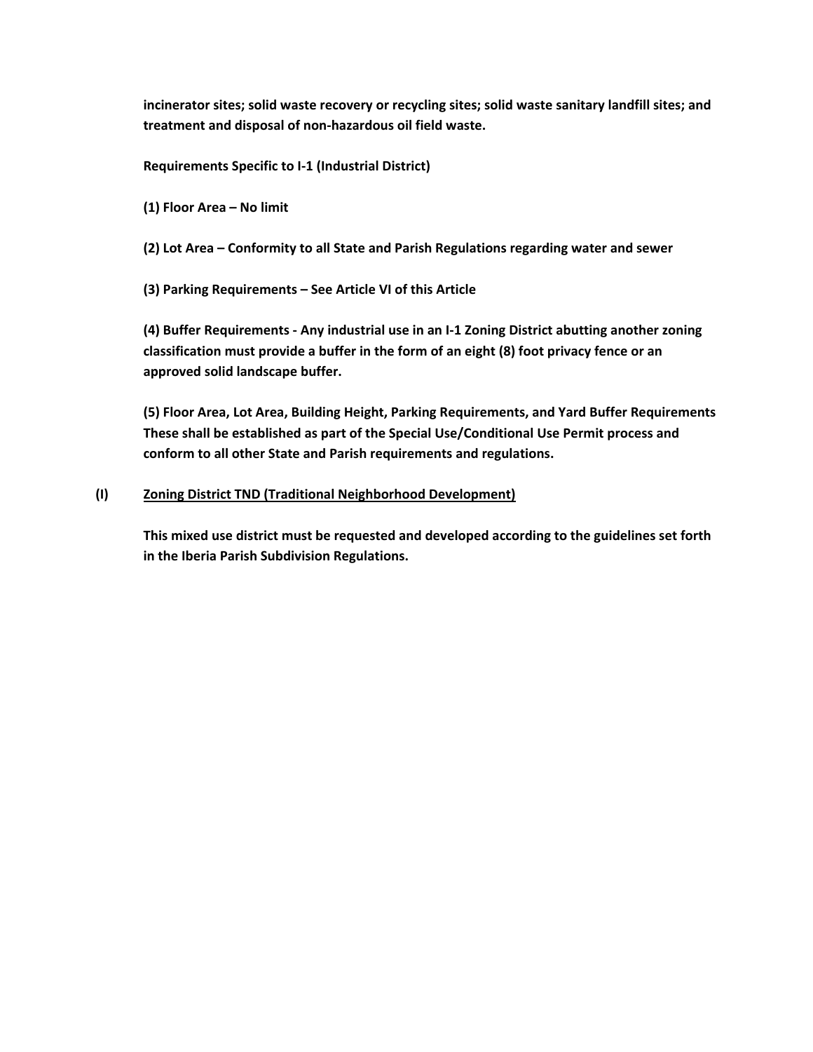**incinerator sites; solid waste recovery or recycling sites; solid waste sanitary landfill sites; and treatment and disposal of non-hazardous oil field waste.**

**Requirements Specific to I-1 (Industrial District)**

**(1) Floor Area – No limit**

**(2) Lot Area – Conformity to all State and Parish Regulations regarding water and sewer**

**(3) Parking Requirements – See Article VI of this Article**

**(4) Buffer Requirements - Any industrial use in an I-1 Zoning District abutting another zoning classification must provide a buffer in the form of an eight (8) foot privacy fence or an approved solid landscape buffer.**

**(5) Floor Area, Lot Area, Building Height, Parking Requirements, and Yard Buffer Requirements These shall be established as part of the Special Use/Conditional Use Permit process and conform to all other State and Parish requirements and regulations.**

**(I) <u>Zoning District TND (Traditional Neighborhood Development)</u>**

**This mixed use district must be requested and developed according to the guidelines set forth in the Iberia Parish Subdivision Regulations.**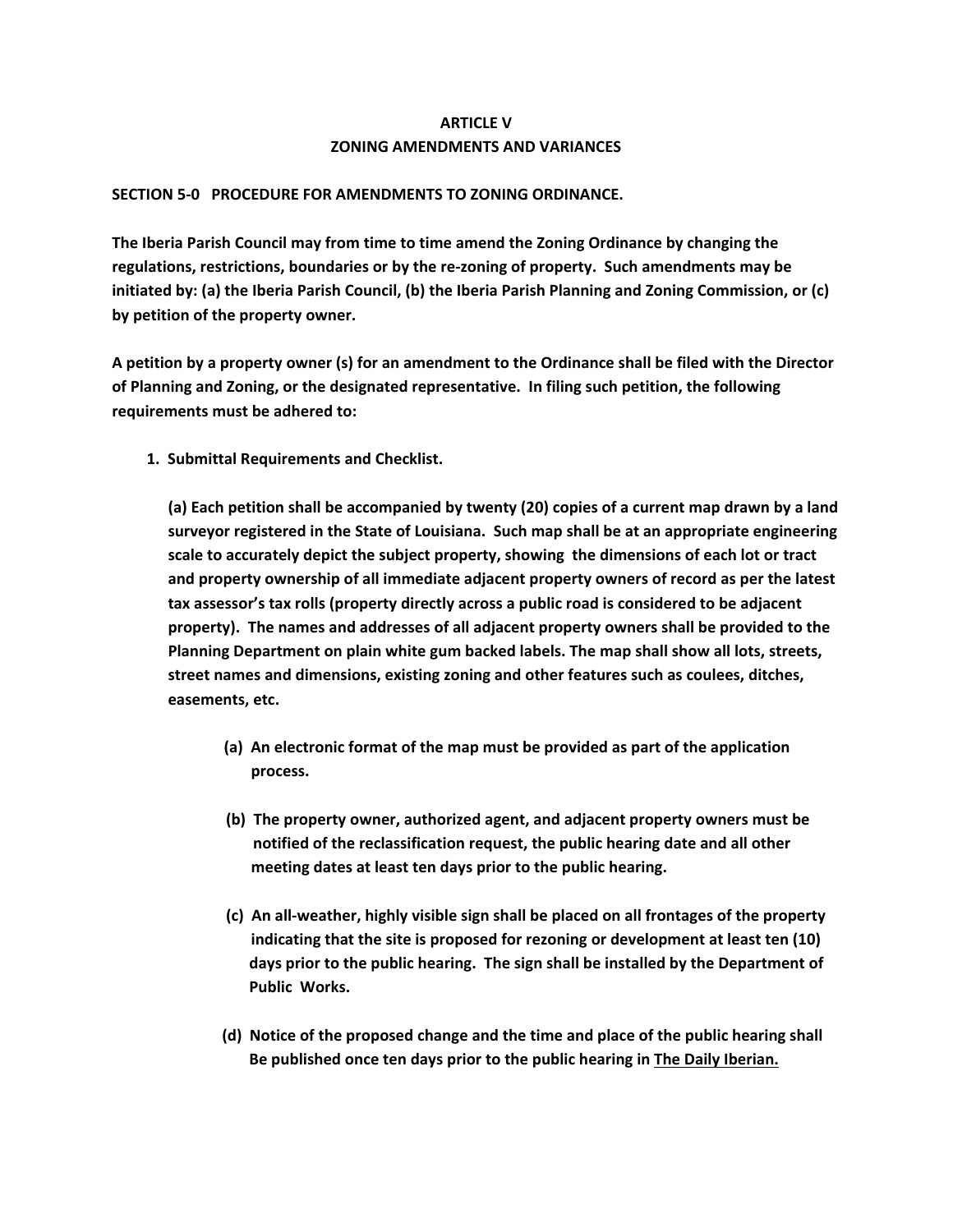# ARTICLE V
## ZONING AMENDMENTS AND VARIANCES

**SECTION 5-0 PROCEDURE FOR AMENDMENTS TO ZONING ORDINANCE.**

**The Iberia Parish Council may from time to time amend the Zoning Ordinance by changing the regulations, restrictions, boundaries or by the re-zoning of property. Such amendments may be initiated by: (a) the Iberia Parish Council, (b) the Iberia Parish Planning and Zoning Commission, or (c) by petition of the property owner.**

**A petition by a property owner (s) for an amendment to the Ordinance shall be filed with the Director of Planning and Zoning, or the designated representative. In filing such petition, the following requirements must be adhered to:**

1. **Submittal Requirements and Checklist.**

   **(a) Each petition shall be accompanied by twenty (20) copies of a current map drawn by a land surveyor registered in the State of Louisiana. Such map shall be at an appropriate engineering scale to accurately depict the subject property, showing the dimensions of each lot or tract and property ownership of all immediate adjacent property owners of record as per the latest tax assessor's tax rolls (property directly across a public road is considered to be adjacent property). The names and addresses of all adjacent property owners shall be provided to the Planning Department on plain white gum backed labels. The map shall show all lots, streets, street names and dimensions, existing zoning and other features such as coulees, ditches, easements, etc.**

   - **(a) An electronic format of the map must be provided as part of the application process.**

   - **(b) The property owner, authorized agent, and adjacent property owners must be notified of the reclassification request, the public hearing date and all other meeting dates at least ten days prior to the public hearing.**

   - **(c) An all-weather, highly visible sign shall be placed on all frontages of the property indicating that the site is proposed for rezoning or development at least ten (10) days prior to the public hearing. The sign shall be installed by the Department of Public Works.**

   - **(d) Notice of the proposed change and the time and place of the public hearing shall Be published once ten days prior to the public hearing in <u>The Daily Iberian.</u>**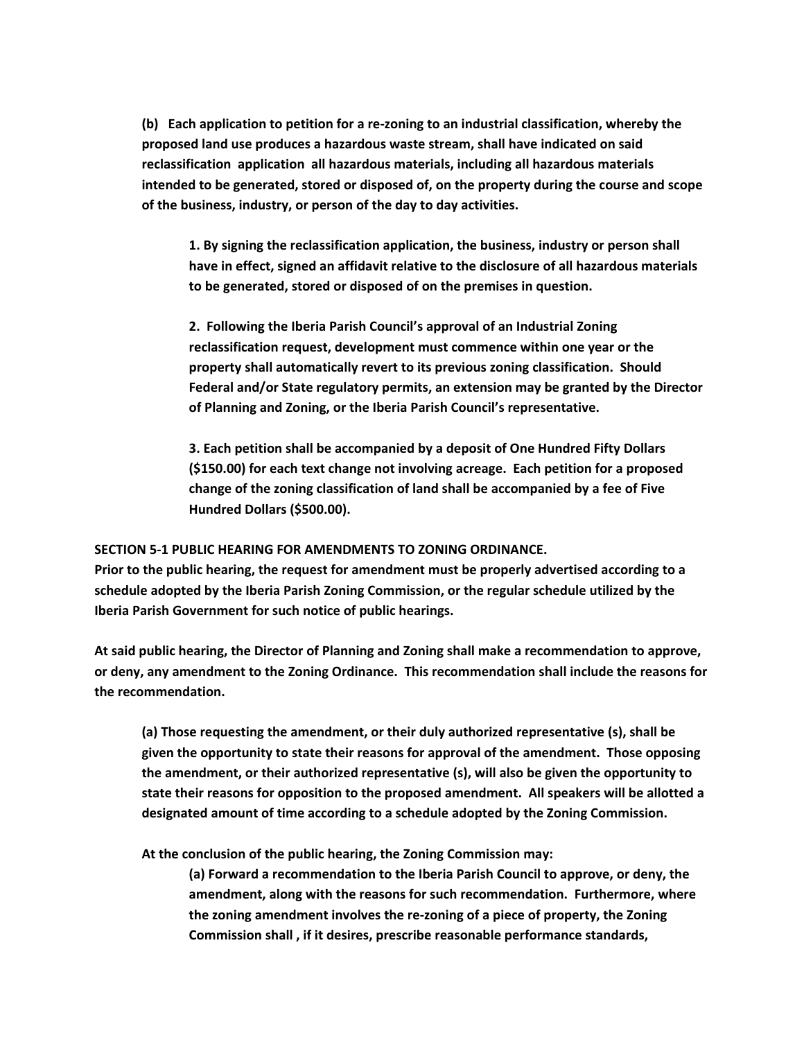**(b) Each application to petition for a re-zoning to an industrial classification, whereby the proposed land use produces a hazardous waste stream, shall have indicated on said reclassification application all hazardous materials, including all hazardous materials intended to be generated, stored or disposed of, on the property during the course and scope of the business, industry, or person of the day to day activities.**

**1. By signing the reclassification application, the business, industry or person shall have in effect, signed an affidavit relative to the disclosure of all hazardous materials to be generated, stored or disposed of on the premises in question.**

**2. Following the Iberia Parish Council's approval of an Industrial Zoning reclassification request, development must commence within one year or the property shall automatically revert to its previous zoning classification. Should Federal and/or State regulatory permits, an extension may be granted by the Director of Planning and Zoning, or the Iberia Parish Council's representative.**

**3. Each petition shall be accompanied by a deposit of One Hundred Fifty Dollars ($150.00) for each text change not involving acreage. Each petition for a proposed change of the zoning classification of land shall be accompanied by a fee of Five Hundred Dollars ($500.00).**

**SECTION 5-1 PUBLIC HEARING FOR AMENDMENTS TO ZONING ORDINANCE.**

**Prior to the public hearing, the request for amendment must be properly advertised according to a schedule adopted by the Iberia Parish Zoning Commission, or the regular schedule utilized by the Iberia Parish Government for such notice of public hearings.**

**At said public hearing, the Director of Planning and Zoning shall make a recommendation to approve, or deny, any amendment to the Zoning Ordinance. This recommendation shall include the reasons for the recommendation.**

**(a) Those requesting the amendment, or their duly authorized representative (s), shall be given the opportunity to state their reasons for approval of the amendment. Those opposing the amendment, or their authorized representative (s), will also be given the opportunity to state their reasons for opposition to the proposed amendment. All speakers will be allotted a designated amount of time according to a schedule adopted by the Zoning Commission.**

**At the conclusion of the public hearing, the Zoning Commission may:**

**(a) Forward a recommendation to the Iberia Parish Council to approve, or deny, the amendment, along with the reasons for such recommendation. Furthermore, where the zoning amendment involves the re-zoning of a piece of property, the Zoning Commission shall , if it desires, prescribe reasonable performance standards,**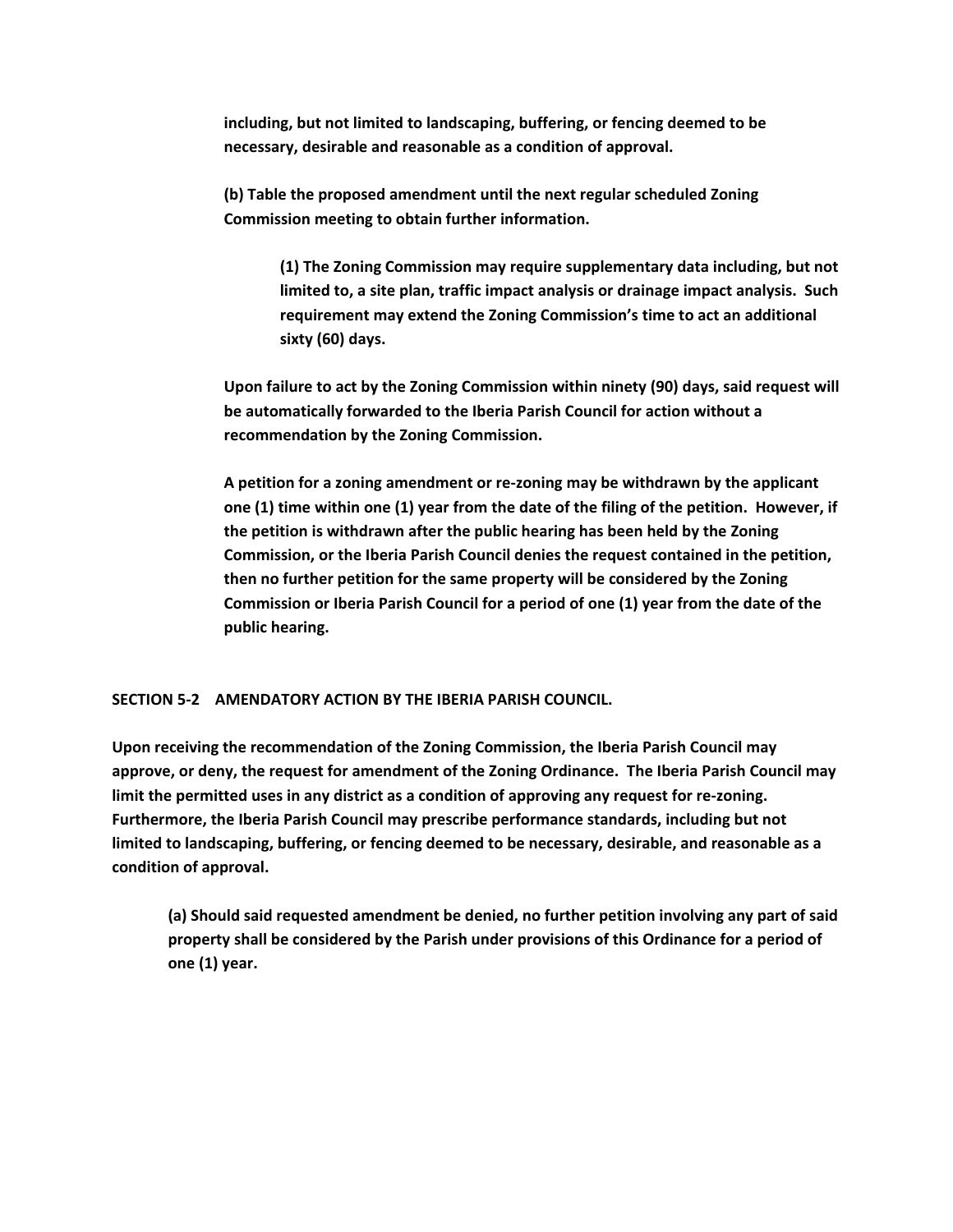**including, but not limited to landscaping, buffering, or fencing deemed to be necessary, desirable and reasonable as a condition of approval.**

**(b) Table the proposed amendment until the next regular scheduled Zoning Commission meeting to obtain further information.**

**(1) The Zoning Commission may require supplementary data including, but not limited to, a site plan, traffic impact analysis or drainage impact analysis. Such requirement may extend the Zoning Commission's time to act an additional sixty (60) days.**

**Upon failure to act by the Zoning Commission within ninety (90) days, said request will be automatically forwarded to the Iberia Parish Council for action without a recommendation by the Zoning Commission.**

**A petition for a zoning amendment or re-zoning may be withdrawn by the applicant one (1) time within one (1) year from the date of the filing of the petition. However, if the petition is withdrawn after the public hearing has been held by the Zoning Commission, or the Iberia Parish Council denies the request contained in the petition, then no further petition for the same property will be considered by the Zoning Commission or Iberia Parish Council for a period of one (1) year from the date of the public hearing.**

## SECTION 5-2 AMENDATORY ACTION BY THE IBERIA PARISH COUNCIL.

**Upon receiving the recommendation of the Zoning Commission, the Iberia Parish Council may approve, or deny, the request for amendment of the Zoning Ordinance. The Iberia Parish Council may limit the permitted uses in any district as a condition of approving any request for re-zoning. Furthermore, the Iberia Parish Council may prescribe performance standards, including but not limited to landscaping, buffering, or fencing deemed to be necessary, desirable, and reasonable as a condition of approval.**

**(a) Should said requested amendment be denied, no further petition involving any part of said property shall be considered by the Parish under provisions of this Ordinance for a period of one (1) year.**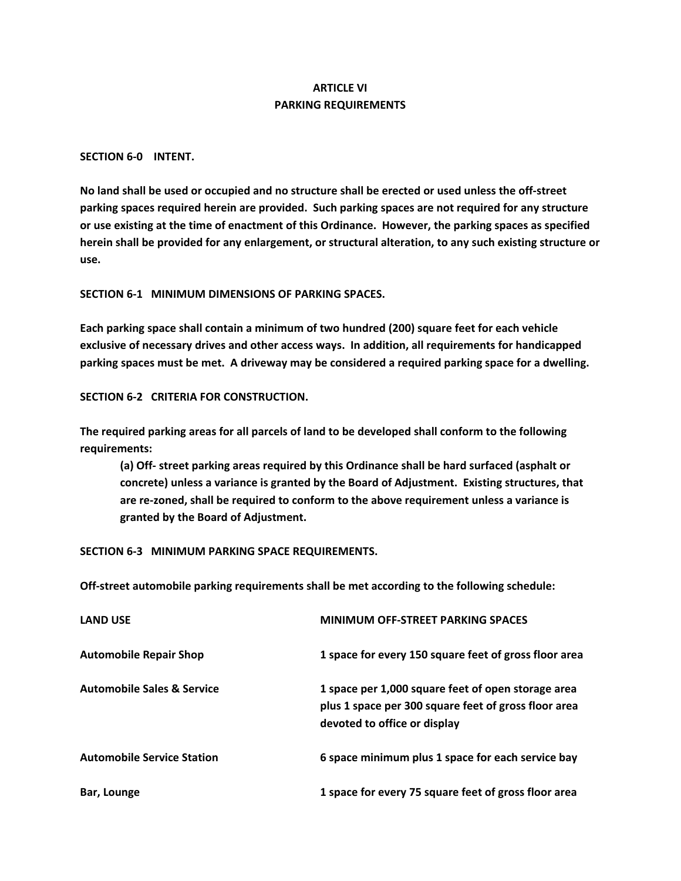# ARTICLE VI
# PARKING REQUIREMENTS

**SECTION 6-0 INTENT.**

**No land shall be used or occupied and no structure shall be erected or used unless the off-street parking spaces required herein are provided. Such parking spaces are not required for any structure or use existing at the time of enactment of this Ordinance. However, the parking spaces as specified herein shall be provided for any enlargement, or structural alteration, to any such existing structure or use.**

**SECTION 6-1 MINIMUM DIMENSIONS OF PARKING SPACES.**

**Each parking space shall contain a minimum of two hundred (200) square feet for each vehicle exclusive of necessary drives and other access ways. In addition, all requirements for handicapped parking spaces must be met. A driveway may be considered a required parking space for a dwelling.**

**SECTION 6-2 CRITERIA FOR CONSTRUCTION.**

**The required parking areas for all parcels of land to be developed shall conform to the following requirements:**

> **(a) Off- street parking areas required by this Ordinance shall be hard surfaced (asphalt or concrete) unless a variance is granted by the Board of Adjustment. Existing structures, that are re-zoned, shall be required to conform to the above requirement unless a variance is granted by the Board of Adjustment.**

**SECTION 6-3 MINIMUM PARKING SPACE REQUIREMENTS.**

**Off-street automobile parking requirements shall be met according to the following schedule:**

| LAND USE | MINIMUM OFF-STREET PARKING SPACES |
|---|---|
| Automobile Repair Shop | 1 space for every 150 square feet of gross floor area |
| Automobile Sales & Service | 1 space per 1,000 square feet of open storage area plus 1 space per 300 square feet of gross floor area devoted to office or display |
| Automobile Service Station | 6 space minimum plus 1 space for each service bay |
| Bar, Lounge | 1 space for every 75 square feet of gross floor area |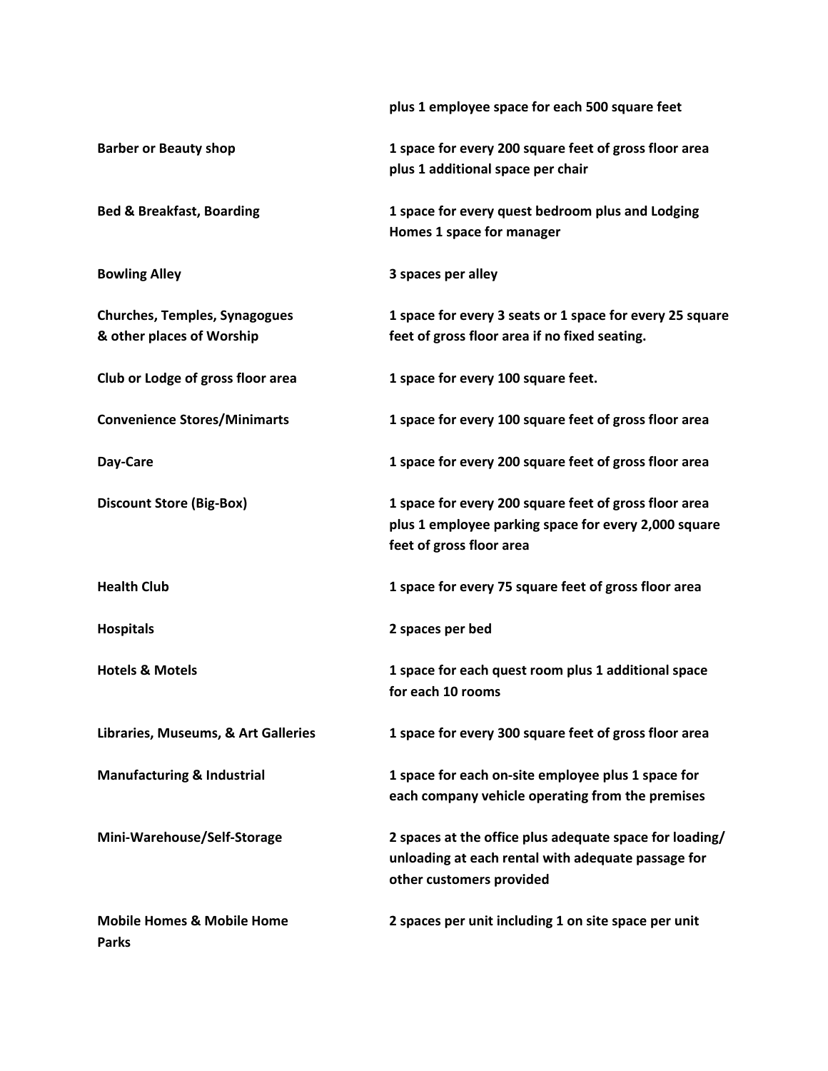|  |  |
|---|---|
|  | **plus 1 employee space for each 500 square feet** |
| **Barber or Beauty shop** | **1 space for every 200 square feet of gross floor area plus 1 additional space per chair** |
| **Bed & Breakfast, Boarding** | **1 space for every quest bedroom plus and Lodging Homes 1 space for manager** |
| **Bowling Alley** | **3 spaces per alley** |
| **Churches, Temples, Synagogues & other places of Worship** | **1 space for every 3 seats or 1 space for every 25 square feet of gross floor area if no fixed seating.** |
| **Club or Lodge of gross floor area** | **1 space for every 100 square feet.** |
| **Convenience Stores/Minimarts** | **1 space for every 100 square feet of gross floor area** |
| **Day-Care** | **1 space for every 200 square feet of gross floor area** |
| **Discount Store (Big-Box)** | **1 space for every 200 square feet of gross floor area plus 1 employee parking space for every 2,000 square feet of gross floor area** |
| **Health Club** | **1 space for every 75 square feet of gross floor area** |
| **Hospitals** | **2 spaces per bed** |
| **Hotels & Motels** | **1 space for each quest room plus 1 additional space for each 10 rooms** |
| **Libraries, Museums, & Art Galleries** | **1 space for every 300 square feet of gross floor area** |
| **Manufacturing & Industrial** | **1 space for each on-site employee plus 1 space for each company vehicle operating from the premises** |
| **Mini-Warehouse/Self-Storage** | **2 spaces at the office plus adequate space for loading/ unloading at each rental with adequate passage for other customers provided** |
| **Mobile Homes & Mobile Home Parks** | **2 spaces per unit including 1 on site space per unit** |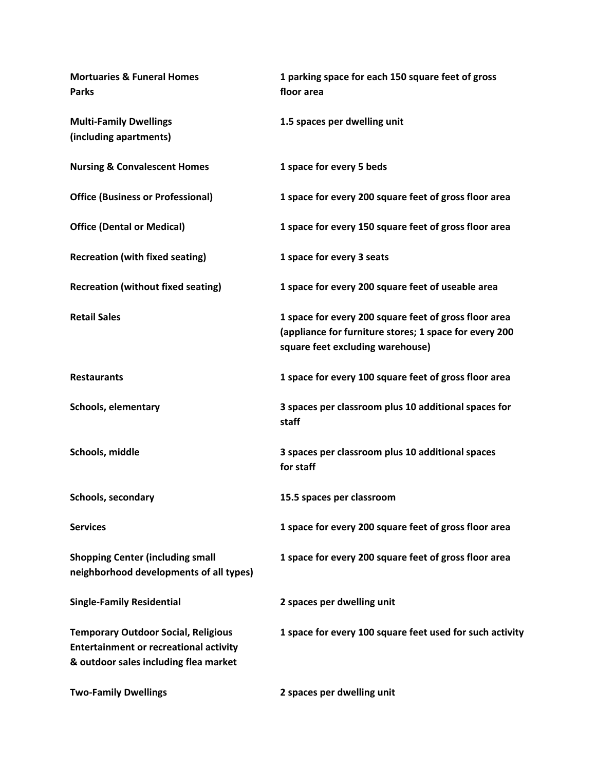| | |
|---|---|
| **Mortuaries & Funeral Homes** **Parks** | **1 parking space for each 150 square feet of gross floor area** |
| **Multi-Family Dwellings (including apartments)** | **1.5 spaces per dwelling unit** |
| **Nursing & Convalescent Homes** | **1 space for every 5 beds** |
| **Office (Business or Professional)** | **1 space for every 200 square feet of gross floor area** |
| **Office (Dental or Medical)** | **1 space for every 150 square feet of gross floor area** |
| **Recreation (with fixed seating)** | **1 space for every 3 seats** |
| **Recreation (without fixed seating)** | **1 space for every 200 square feet of useable area** |
| **Retail Sales** | **1 space for every 200 square feet of gross floor area (appliance for furniture stores; 1 space for every 200 square feet excluding warehouse)** |
| **Restaurants** | **1 space for every 100 square feet of gross floor area** |
| **Schools, elementary** | **3 spaces per classroom plus 10 additional spaces for staff** |
| **Schools, middle** | **3 spaces per classroom plus 10 additional spaces for staff** |
| **Schools, secondary** | **15.5 spaces per classroom** |
| **Services** | **1 space for every 200 square feet of gross floor area** |
| **Shopping Center (including small neighborhood developments of all types)** | **1 space for every 200 square feet of gross floor area** |
| **Single-Family Residential** | **2 spaces per dwelling unit** |
| **Temporary Outdoor Social, Religious Entertainment or recreational activity & outdoor sales including flea market** | **1 space for every 100 square feet used for such activity** |
| **Two-Family Dwellings** | **2 spaces per dwelling unit** |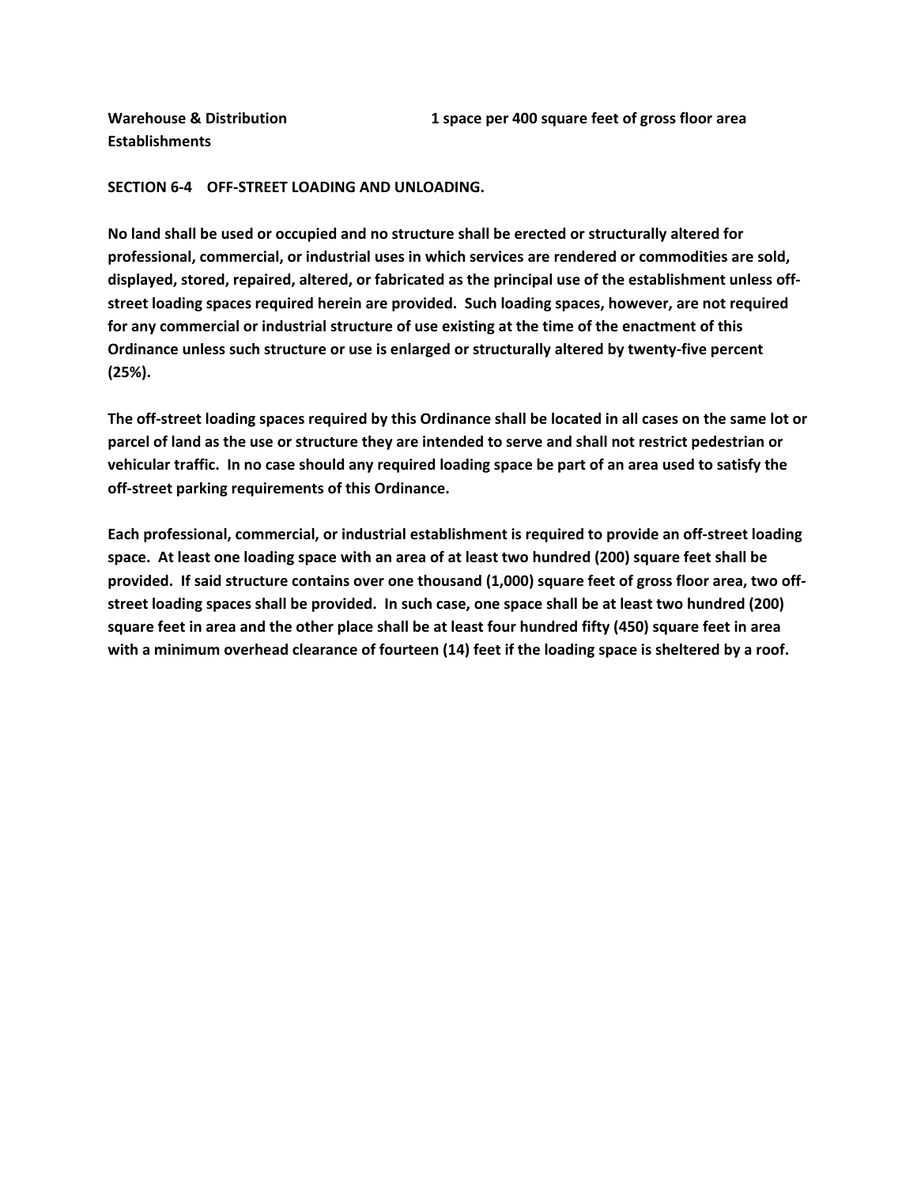| | |
|---|---|
| **Warehouse & Distribution Establishments** | **1 space per 400 square feet of gross floor area** |

## SECTION 6-4 OFF-STREET LOADING AND UNLOADING.

**No land shall be used or occupied and no structure shall be erected or structurally altered for professional, commercial, or industrial uses in which services are rendered or commodities are sold, displayed, stored, repaired, altered, or fabricated as the principal use of the establishment unless off-street loading spaces required herein are provided. Such loading spaces, however, are not required for any commercial or industrial structure of use existing at the time of the enactment of this Ordinance unless such structure or use is enlarged or structurally altered by twenty-five percent (25%).**

**The off-street loading spaces required by this Ordinance shall be located in all cases on the same lot or parcel of land as the use or structure they are intended to serve and shall not restrict pedestrian or vehicular traffic. In no case should any required loading space be part of an area used to satisfy the off-street parking requirements of this Ordinance.**

**Each professional, commercial, or industrial establishment is required to provide an off-street loading space. At least one loading space with an area of at least two hundred (200) square feet shall be provided. If said structure contains over one thousand (1,000) square feet of gross floor area, two off-street loading spaces shall be provided. In such case, one space shall be at least two hundred (200) square feet in area and the other place shall be at least four hundred fifty (450) square feet in area with a minimum overhead clearance of fourteen (14) feet if the loading space is sheltered by a roof.**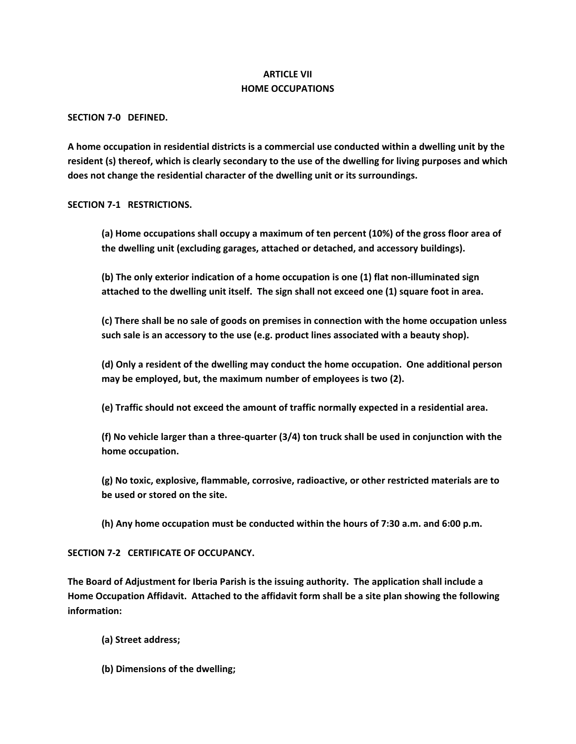# ARTICLE VII
# HOME OCCUPATIONS

**SECTION 7-0 DEFINED.**

**A home occupation in residential districts is a commercial use conducted within a dwelling unit by the resident (s) thereof, which is clearly secondary to the use of the dwelling for living purposes and which does not change the residential character of the dwelling unit or its surroundings.**

**SECTION 7-1 RESTRICTIONS.**

**(a) Home occupations shall occupy a maximum of ten percent (10%) of the gross floor area of the dwelling unit (excluding garages, attached or detached, and accessory buildings).**

**(b) The only exterior indication of a home occupation is one (1) flat non-illuminated sign attached to the dwelling unit itself. The sign shall not exceed one (1) square foot in area.**

**(c) There shall be no sale of goods on premises in connection with the home occupation unless such sale is an accessory to the use (e.g. product lines associated with a beauty shop).**

**(d) Only a resident of the dwelling may conduct the home occupation. One additional person may be employed, but, the maximum number of employees is two (2).**

**(e) Traffic should not exceed the amount of traffic normally expected in a residential area.**

**(f) No vehicle larger than a three-quarter (3/4) ton truck shall be used in conjunction with the home occupation.**

**(g) No toxic, explosive, flammable, corrosive, radioactive, or other restricted materials are to be used or stored on the site.**

**(h) Any home occupation must be conducted within the hours of 7:30 a.m. and 6:00 p.m.**

**SECTION 7-2 CERTIFICATE OF OCCUPANCY.**

**The Board of Adjustment for Iberia Parish is the issuing authority. The application shall include a Home Occupation Affidavit. Attached to the affidavit form shall be a site plan showing the following information:**

**(a) Street address;**

**(b) Dimensions of the dwelling;**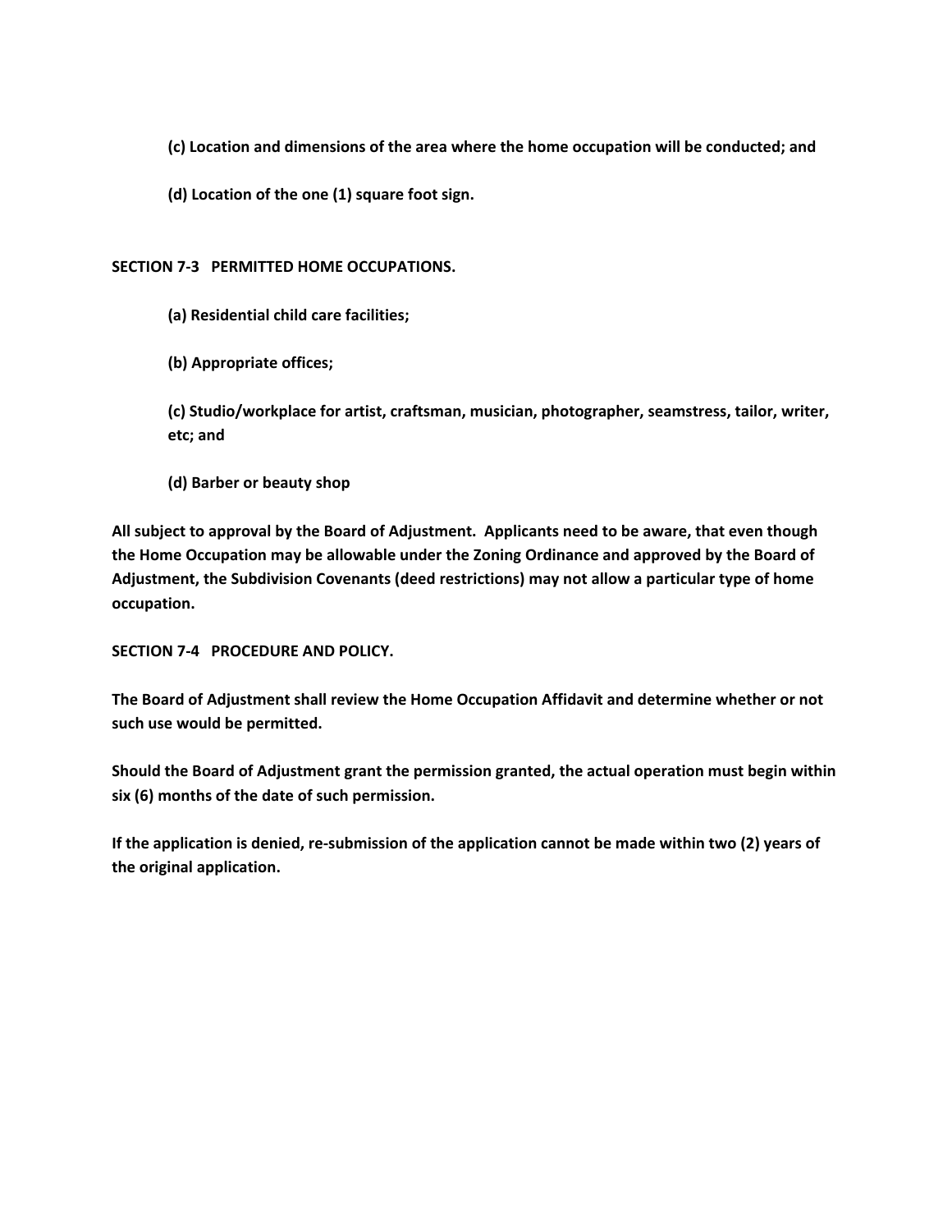**(c) Location and dimensions of the area where the home occupation will be conducted; and**

**(d) Location of the one (1) square foot sign.**

## SECTION 7-3 PERMITTED HOME OCCUPATIONS.

**(a) Residential child care facilities;**

**(b) Appropriate offices;**

**(c) Studio/workplace for artist, craftsman, musician, photographer, seamstress, tailor, writer, etc; and**

**(d) Barber or beauty shop**

**All subject to approval by the Board of Adjustment. Applicants need to be aware, that even though the Home Occupation may be allowable under the Zoning Ordinance and approved by the Board of Adjustment, the Subdivision Covenants (deed restrictions) may not allow a particular type of home occupation.**

## SECTION 7-4 PROCEDURE AND POLICY.

**The Board of Adjustment shall review the Home Occupation Affidavit and determine whether or not such use would be permitted.**

**Should the Board of Adjustment grant the permission granted, the actual operation must begin within six (6) months of the date of such permission.**

**If the application is denied, re-submission of the application cannot be made within two (2) years of the original application.**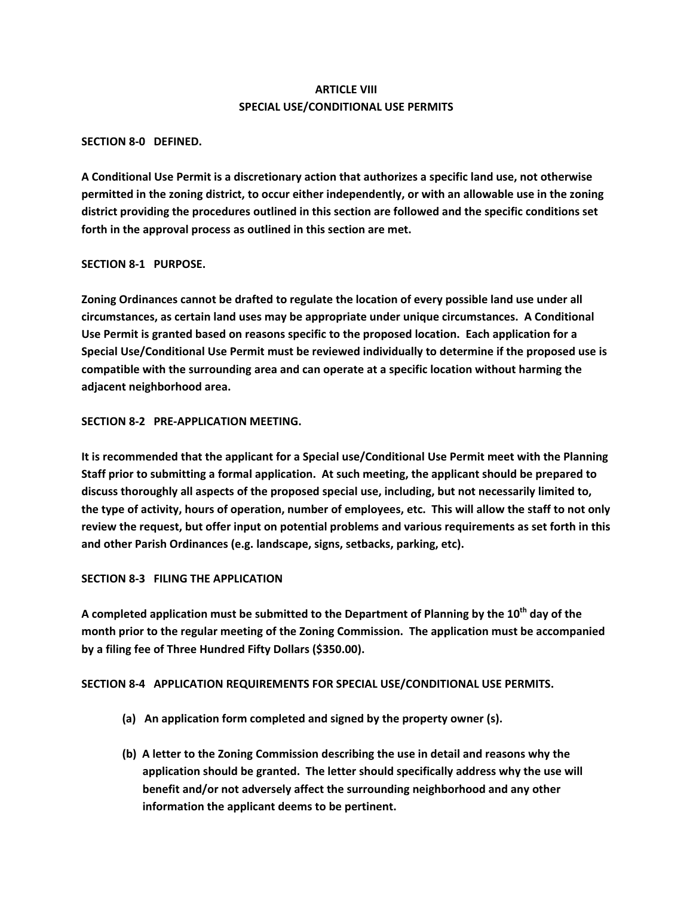# ARTICLE VIII
## SPECIAL USE/CONDITIONAL USE PERMITS

**SECTION 8-0 DEFINED.**

**A Conditional Use Permit is a discretionary action that authorizes a specific land use, not otherwise permitted in the zoning district, to occur either independently, or with an allowable use in the zoning district providing the procedures outlined in this section are followed and the specific conditions set forth in the approval process as outlined in this section are met.**

**SECTION 8-1 PURPOSE.**

**Zoning Ordinances cannot be drafted to regulate the location of every possible land use under all circumstances, as certain land uses may be appropriate under unique circumstances. A Conditional Use Permit is granted based on reasons specific to the proposed location. Each application for a Special Use/Conditional Use Permit must be reviewed individually to determine if the proposed use is compatible with the surrounding area and can operate at a specific location without harming the adjacent neighborhood area.**

**SECTION 8-2 PRE-APPLICATION MEETING.**

**It is recommended that the applicant for a Special use/Conditional Use Permit meet with the Planning Staff prior to submitting a formal application. At such meeting, the applicant should be prepared to discuss thoroughly all aspects of the proposed special use, including, but not necessarily limited to, the type of activity, hours of operation, number of employees, etc. This will allow the staff to not only review the request, but offer input on potential problems and various requirements as set forth in this and other Parish Ordinances (e.g. landscape, signs, setbacks, parking, etc).**

**SECTION 8-3 FILING THE APPLICATION**

**A completed application must be submitted to the Department of Planning by the 10th day of the month prior to the regular meeting of the Zoning Commission. The application must be accompanied by a filing fee of Three Hundred Fifty Dollars ($350.00).**

**SECTION 8-4 APPLICATION REQUIREMENTS FOR SPECIAL USE/CONDITIONAL USE PERMITS.**

- **(a) An application form completed and signed by the property owner (s).**
- **(b) A letter to the Zoning Commission describing the use in detail and reasons why the application should be granted. The letter should specifically address why the use will benefit and/or not adversely affect the surrounding neighborhood and any other information the applicant deems to be pertinent.**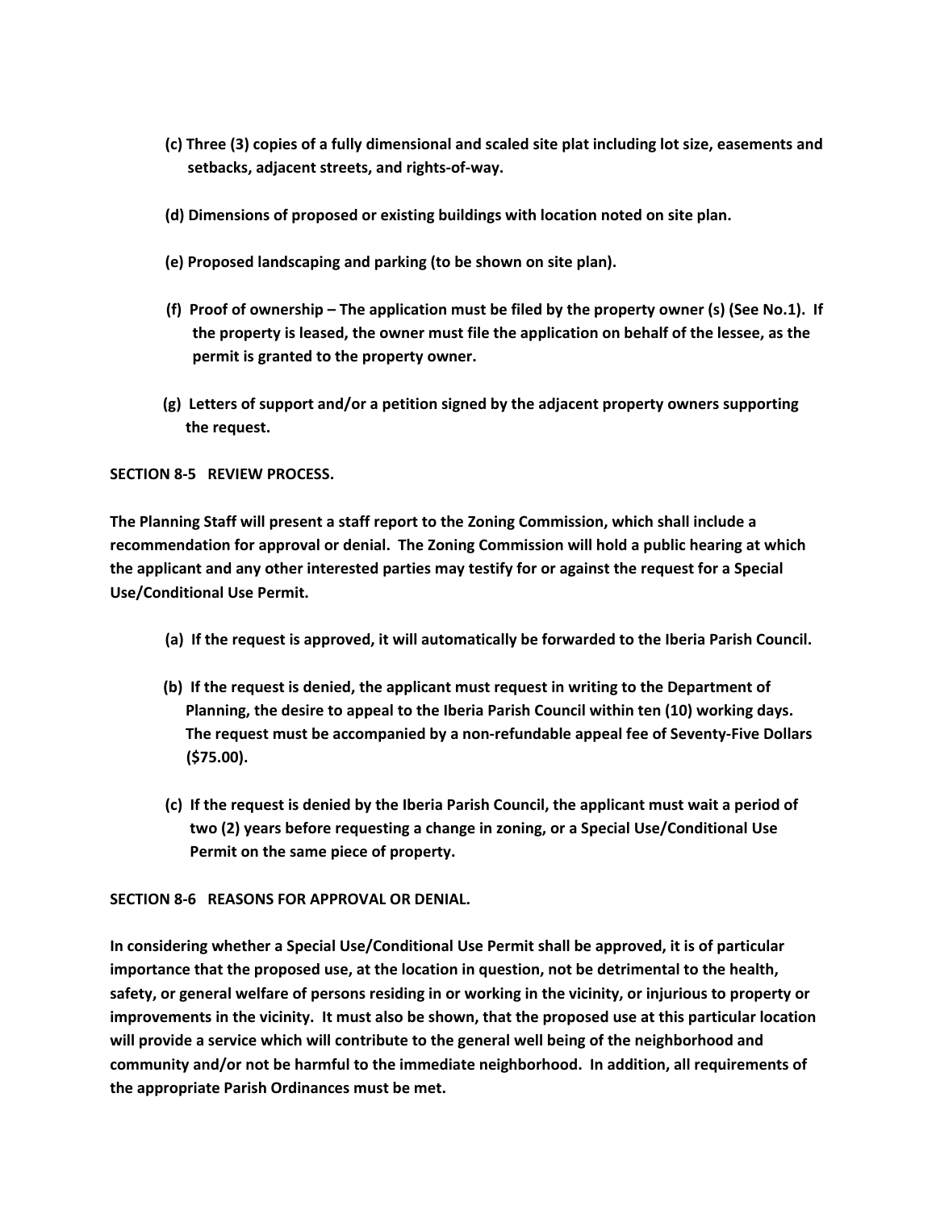**(c) Three (3) copies of a fully dimensional and scaled site plat including lot size, easements and setbacks, adjacent streets, and rights-of-way.**

**(d) Dimensions of proposed or existing buildings with location noted on site plan.**

**(e) Proposed landscaping and parking (to be shown on site plan).**

**(f) Proof of ownership – The application must be filed by the property owner (s) (See No.1). If the property is leased, the owner must file the application on behalf of the lessee, as the permit is granted to the property owner.**

**(g) Letters of support and/or a petition signed by the adjacent property owners supporting the request.**

**SECTION 8-5 REVIEW PROCESS.**

**The Planning Staff will present a staff report to the Zoning Commission, which shall include a recommendation for approval or denial. The Zoning Commission will hold a public hearing at which the applicant and any other interested parties may testify for or against the request for a Special Use/Conditional Use Permit.**

**(a) If the request is approved, it will automatically be forwarded to the Iberia Parish Council.**

**(b) If the request is denied, the applicant must request in writing to the Department of Planning, the desire to appeal to the Iberia Parish Council within ten (10) working days. The request must be accompanied by a non-refundable appeal fee of Seventy-Five Dollars ($75.00).**

**(c) If the request is denied by the Iberia Parish Council, the applicant must wait a period of two (2) years before requesting a change in zoning, or a Special Use/Conditional Use Permit on the same piece of property.**

**SECTION 8-6 REASONS FOR APPROVAL OR DENIAL.**

**In considering whether a Special Use/Conditional Use Permit shall be approved, it is of particular importance that the proposed use, at the location in question, not be detrimental to the health, safety, or general welfare of persons residing in or working in the vicinity, or injurious to property or improvements in the vicinity. It must also be shown, that the proposed use at this particular location will provide a service which will contribute to the general well being of the neighborhood and community and/or not be harmful to the immediate neighborhood. In addition, all requirements of the appropriate Parish Ordinances must be met.**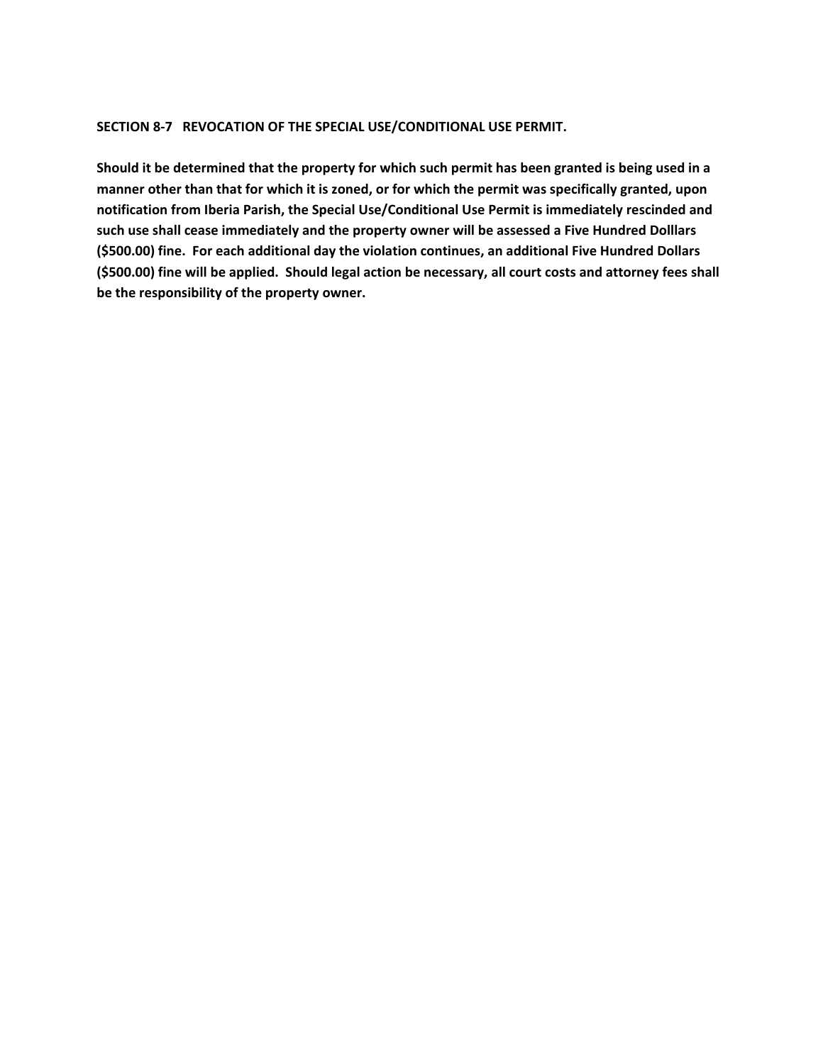**SECTION 8-7 REVOCATION OF THE SPECIAL USE/CONDITIONAL USE PERMIT.**

**Should it be determined that the property for which such permit has been granted is being used in a manner other than that for which it is zoned, or for which the permit was specifically granted, upon notification from Iberia Parish, the Special Use/Conditional Use Permit is immediately rescinded and such use shall cease immediately and the property owner will be assessed a Five Hundred Dolllars ($500.00) fine. For each additional day the violation continues, an additional Five Hundred Dollars ($500.00) fine will be applied. Should legal action be necessary, all court costs and attorney fees shall be the responsibility of the property owner.**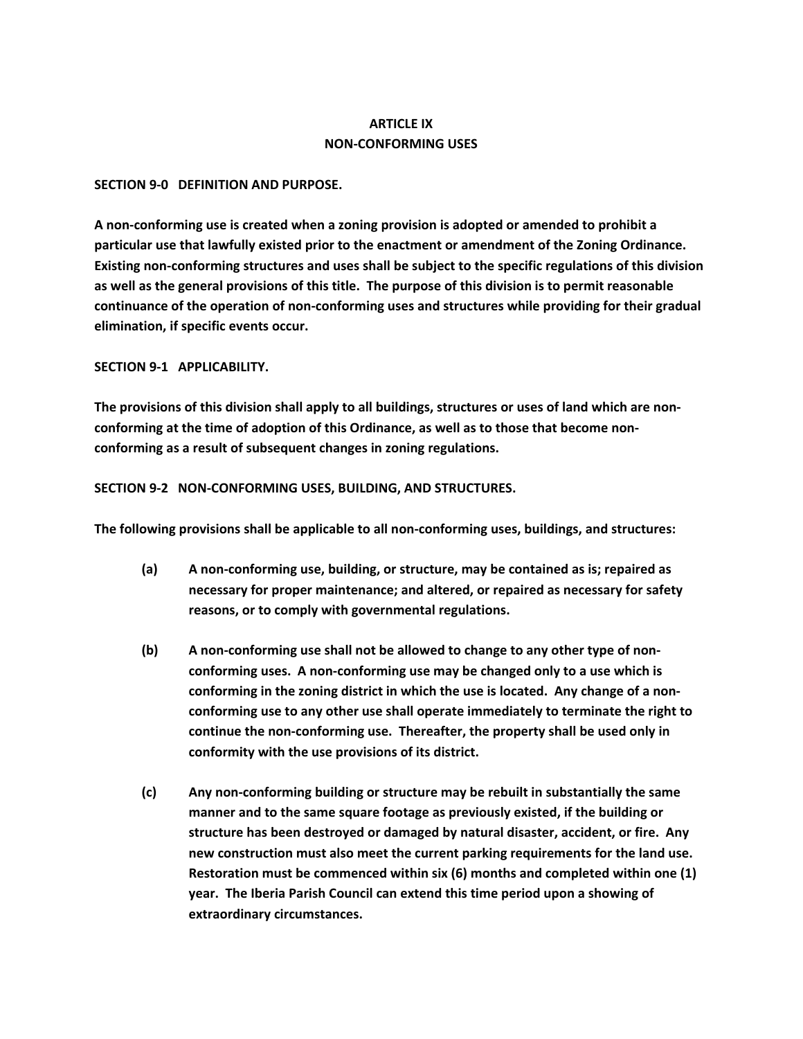## ARTICLE IX
## NON-CONFORMING USES

**SECTION 9-0 DEFINITION AND PURPOSE.**

**A non-conforming use is created when a zoning provision is adopted or amended to prohibit a particular use that lawfully existed prior to the enactment or amendment of the Zoning Ordinance. Existing non-conforming structures and uses shall be subject to the specific regulations of this division as well as the general provisions of this title. The purpose of this division is to permit reasonable continuance of the operation of non-conforming uses and structures while providing for their gradual elimination, if specific events occur.**

**SECTION 9-1 APPLICABILITY.**

**The provisions of this division shall apply to all buildings, structures or uses of land which are non-conforming at the time of adoption of this Ordinance, as well as to those that become non-conforming as a result of subsequent changes in zoning regulations.**

**SECTION 9-2 NON-CONFORMING USES, BUILDING, AND STRUCTURES.**

**The following provisions shall be applicable to all non-conforming uses, buildings, and structures:**

**(a)** **A non-conforming use, building, or structure, may be contained as is; repaired as necessary for proper maintenance; and altered, or repaired as necessary for safety reasons, or to comply with governmental regulations.**

**(b)** **A non-conforming use shall not be allowed to change to any other type of non-conforming uses. A non-conforming use may be changed only to a use which is conforming in the zoning district in which the use is located. Any change of a non-conforming use to any other use shall operate immediately to terminate the right to continue the non-conforming use. Thereafter, the property shall be used only in conformity with the use provisions of its district.**

**(c)** **Any non-conforming building or structure may be rebuilt in substantially the same manner and to the same square footage as previously existed, if the building or structure has been destroyed or damaged by natural disaster, accident, or fire. Any new construction must also meet the current parking requirements for the land use. Restoration must be commenced within six (6) months and completed within one (1) year. The Iberia Parish Council can extend this time period upon a showing of extraordinary circumstances.**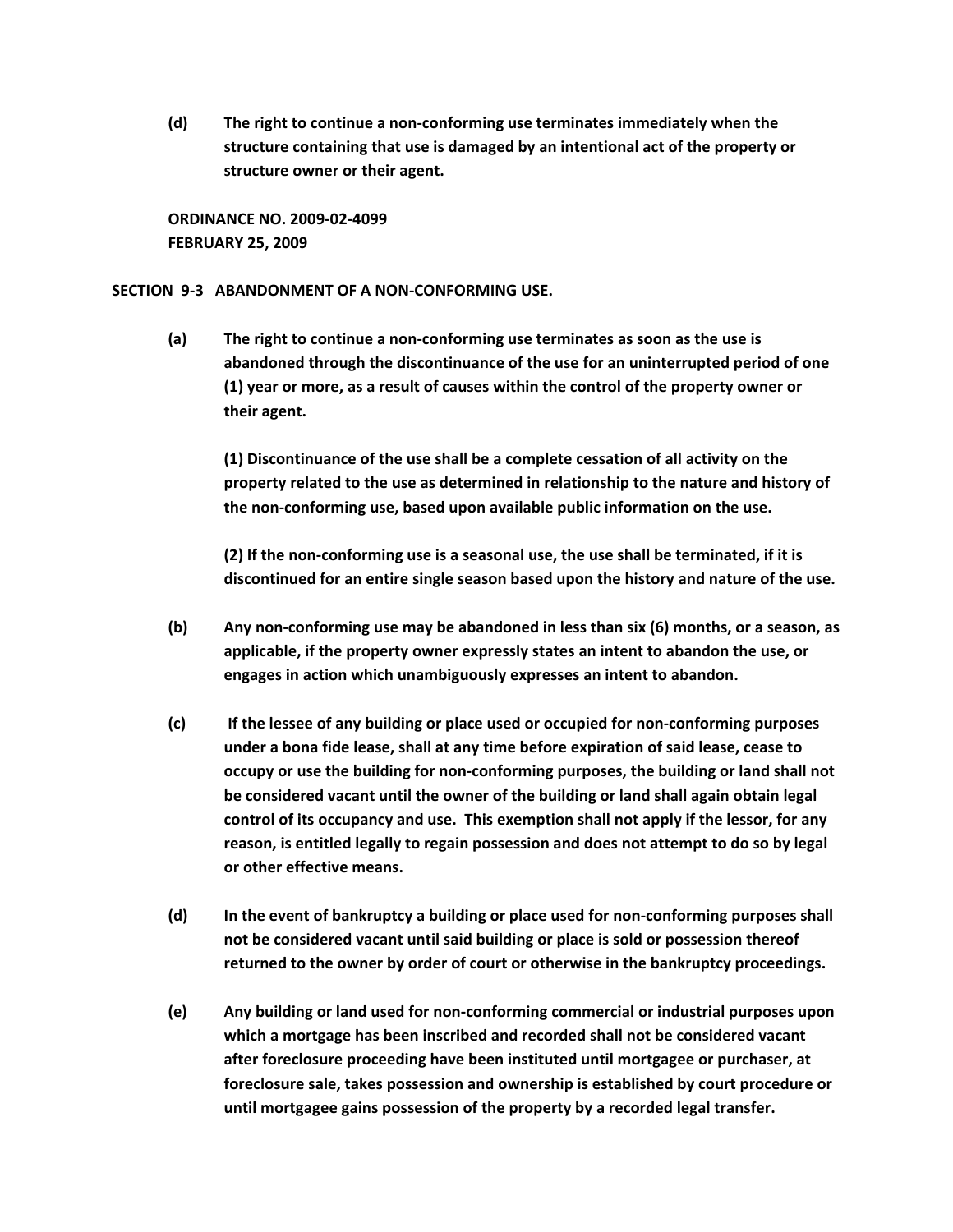**(d)** **The right to continue a non-conforming use terminates immediately when the structure containing that use is damaged by an intentional act of the property or structure owner or their agent.**

**ORDINANCE NO. 2009-02-4099**
**FEBRUARY 25, 2009**

## SECTION 9-3 ABANDONMENT OF A NON-CONFORMING USE.

**(a)** **The right to continue a non-conforming use terminates as soon as the use is abandoned through the discontinuance of the use for an uninterrupted period of one (1) year or more, as a result of causes within the control of the property owner or their agent.**

**(1) Discontinuance of the use shall be a complete cessation of all activity on the property related to the use as determined in relationship to the nature and history of the non-conforming use, based upon available public information on the use.**

**(2) If the non-conforming use is a seasonal use, the use shall be terminated, if it is discontinued for an entire single season based upon the history and nature of the use.**

**(b)** **Any non-conforming use may be abandoned in less than six (6) months, or a season, as applicable, if the property owner expressly states an intent to abandon the use, or engages in action which unambiguously expresses an intent to abandon.**

**(c)** **If the lessee of any building or place used or occupied for non-conforming purposes under a bona fide lease, shall at any time before expiration of said lease, cease to occupy or use the building for non-conforming purposes, the building or land shall not be considered vacant until the owner of the building or land shall again obtain legal control of its occupancy and use. This exemption shall not apply if the lessor, for any reason, is entitled legally to regain possession and does not attempt to do so by legal or other effective means.**

**(d)** **In the event of bankruptcy a building or place used for non-conforming purposes shall not be considered vacant until said building or place is sold or possession thereof returned to the owner by order of court or otherwise in the bankruptcy proceedings.**

**(e)** **Any building or land used for non-conforming commercial or industrial purposes upon which a mortgage has been inscribed and recorded shall not be considered vacant after foreclosure proceeding have been instituted until mortgagee or purchaser, at foreclosure sale, takes possession and ownership is established by court procedure or until mortgagee gains possession of the property by a recorded legal transfer.**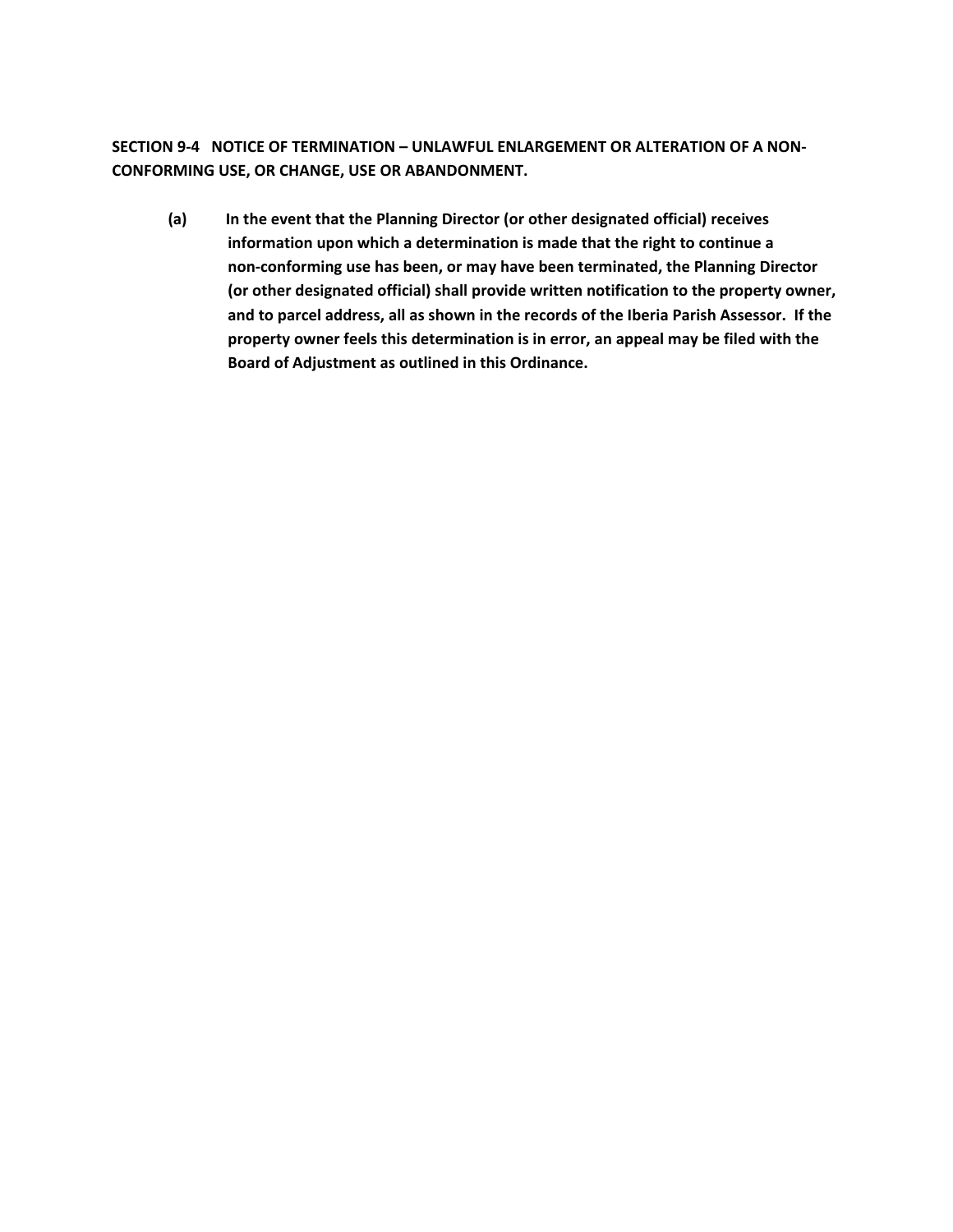**SECTION 9-4 NOTICE OF TERMINATION – UNLAWFUL ENLARGEMENT OR ALTERATION OF A NON-CONFORMING USE, OR CHANGE, USE OR ABANDONMENT.**

**(a) In the event that the Planning Director (or other designated official) receives information upon which a determination is made that the right to continue a non-conforming use has been, or may have been terminated, the Planning Director (or other designated official) shall provide written notification to the property owner, and to parcel address, all as shown in the records of the Iberia Parish Assessor. If the property owner feels this determination is in error, an appeal may be filed with the Board of Adjustment as outlined in this Ordinance.**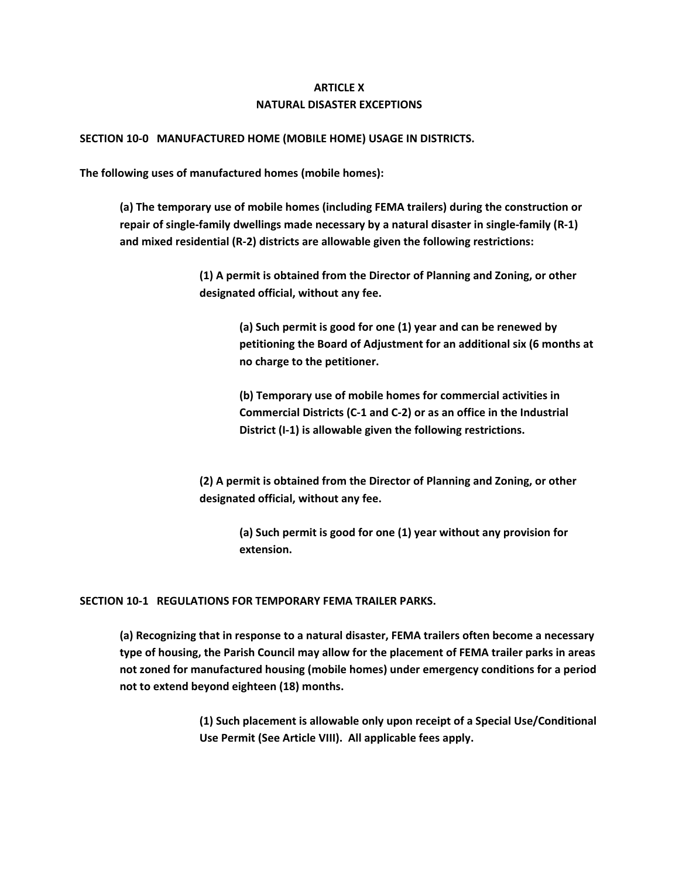# ARTICLE X
# NATURAL DISASTER EXCEPTIONS

**SECTION 10-0 MANUFACTURED HOME (MOBILE HOME) USAGE IN DISTRICTS.**

**The following uses of manufactured homes (mobile homes):**

**(a) The temporary use of mobile homes (including FEMA trailers) during the construction or repair of single-family dwellings made necessary by a natural disaster in single-family (R-1) and mixed residential (R-2) districts are allowable given the following restrictions:**

> **(1) A permit is obtained from the Director of Planning and Zoning, or other designated official, without any fee.**
>
> > **(a) Such permit is good for one (1) year and can be renewed by petitioning the Board of Adjustment for an additional six (6 months at no charge to the petitioner.**
> >
> > **(b) Temporary use of mobile homes for commercial activities in Commercial Districts (C-1 and C-2) or as an office in the Industrial District (I-1) is allowable given the following restrictions.**
>
> **(2) A permit is obtained from the Director of Planning and Zoning, or other designated official, without any fee.**
>
> > **(a) Such permit is good for one (1) year without any provision for extension.**

**SECTION 10-1 REGULATIONS FOR TEMPORARY FEMA TRAILER PARKS.**

**(a) Recognizing that in response to a natural disaster, FEMA trailers often become a necessary type of housing, the Parish Council may allow for the placement of FEMA trailer parks in areas not zoned for manufactured housing (mobile homes) under emergency conditions for a period not to extend beyond eighteen (18) months.**

> **(1) Such placement is allowable only upon receipt of a Special Use/Conditional Use Permit (See Article VIII). All applicable fees apply.**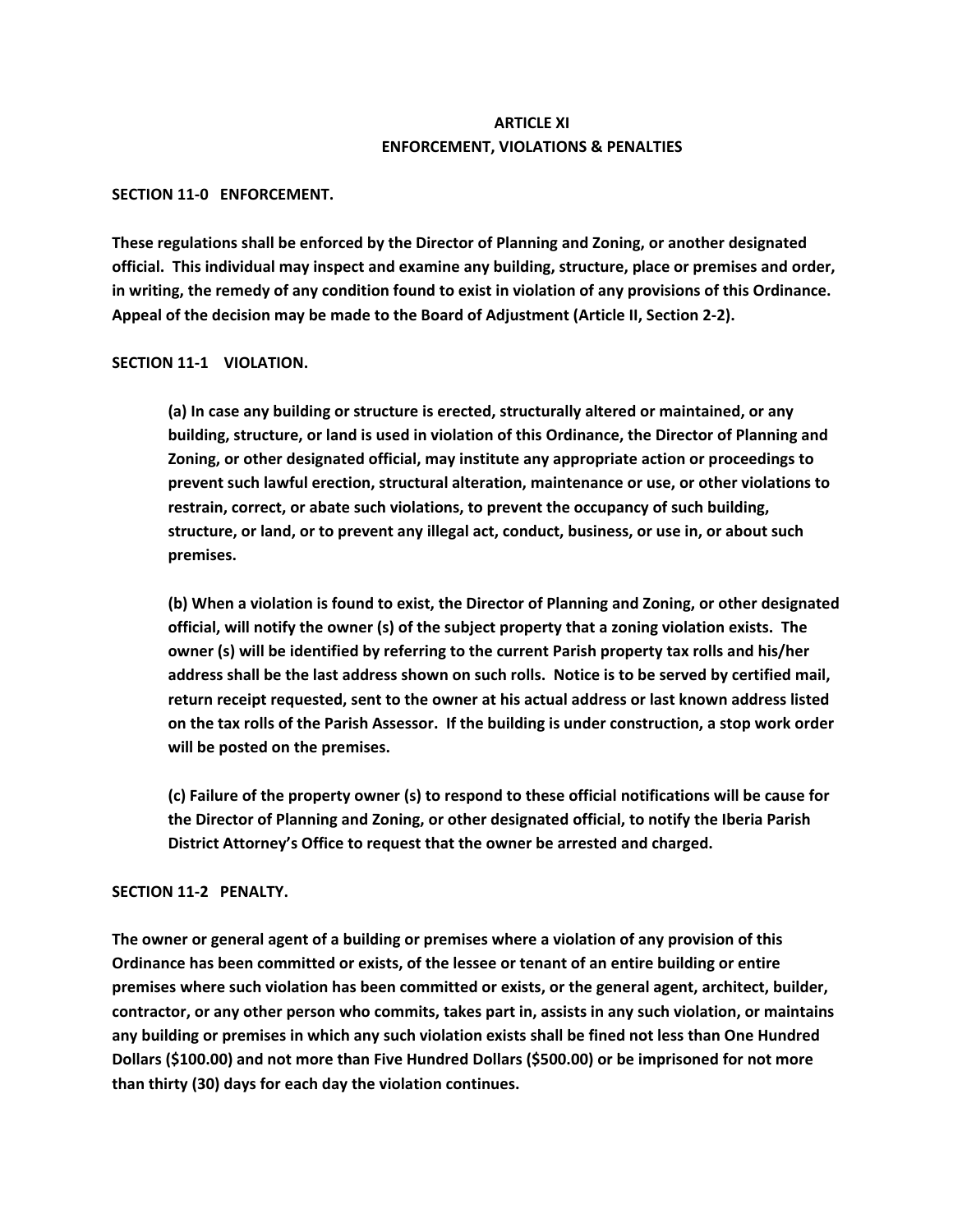# ARTICLE XI
# ENFORCEMENT, VIOLATIONS & PENALTIES

**SECTION 11-0 ENFORCEMENT.**

**These regulations shall be enforced by the Director of Planning and Zoning, or another designated official. This individual may inspect and examine any building, structure, place or premises and order, in writing, the remedy of any condition found to exist in violation of any provisions of this Ordinance. Appeal of the decision may be made to the Board of Adjustment (Article II, Section 2-2).**

**SECTION 11-1 VIOLATION.**

**(a) In case any building or structure is erected, structurally altered or maintained, or any building, structure, or land is used in violation of this Ordinance, the Director of Planning and Zoning, or other designated official, may institute any appropriate action or proceedings to prevent such lawful erection, structural alteration, maintenance or use, or other violations to restrain, correct, or abate such violations, to prevent the occupancy of such building, structure, or land, or to prevent any illegal act, conduct, business, or use in, or about such premises.**

**(b) When a violation is found to exist, the Director of Planning and Zoning, or other designated official, will notify the owner (s) of the subject property that a zoning violation exists. The owner (s) will be identified by referring to the current Parish property tax rolls and his/her address shall be the last address shown on such rolls. Notice is to be served by certified mail, return receipt requested, sent to the owner at his actual address or last known address listed on the tax rolls of the Parish Assessor. If the building is under construction, a stop work order will be posted on the premises.**

**(c) Failure of the property owner (s) to respond to these official notifications will be cause for the Director of Planning and Zoning, or other designated official, to notify the Iberia Parish District Attorney's Office to request that the owner be arrested and charged.**

**SECTION 11-2 PENALTY.**

**The owner or general agent of a building or premises where a violation of any provision of this Ordinance has been committed or exists, of the lessee or tenant of an entire building or entire premises where such violation has been committed or exists, or the general agent, architect, builder, contractor, or any other person who commits, takes part in, assists in any such violation, or maintains any building or premises in which any such violation exists shall be fined not less than One Hundred Dollars ($100.00) and not more than Five Hundred Dollars ($500.00) or be imprisoned for not more than thirty (30) days for each day the violation continues.**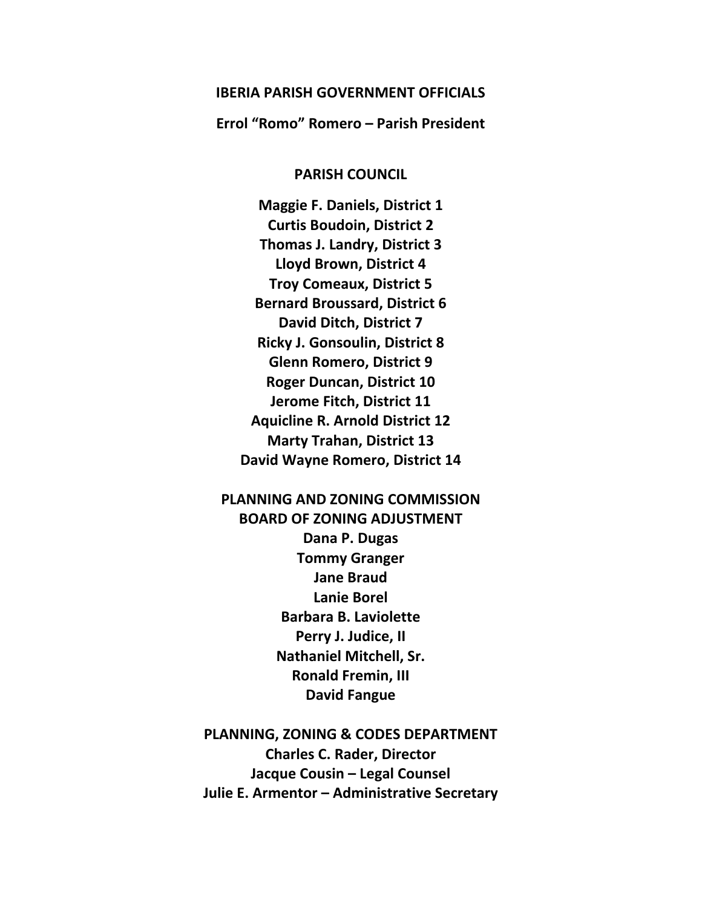# IBERIA PARISH GOVERNMENT OFFICIALS

**Errol “Romo” Romero – Parish President**

## PARISH COUNCIL

**Maggie F. Daniels, District 1**
**Curtis Boudoin, District 2**
**Thomas J. Landry, District 3**
**Lloyd Brown, District 4**
**Troy Comeaux, District 5**
**Bernard Broussard, District 6**
**David Ditch, District 7**
**Ricky J. Gonsoulin, District 8**
**Glenn Romero, District 9**
**Roger Duncan, District 10**
**Jerome Fitch, District 11**
**Aquicline R. Arnold District 12**
**Marty Trahan, District 13**
**David Wayne Romero, District 14**

## PLANNING AND ZONING COMMISSION
## BOARD OF ZONING ADJUSTMENT

**Dana P. Dugas**
**Tommy Granger**
**Jane Braud**
**Lanie Borel**
**Barbara B. Laviolette**
**Perry J. Judice, II**
**Nathaniel Mitchell, Sr.**
**Ronald Fremin, III**
**David Fangue**

## PLANNING, ZONING & CODES DEPARTMENT

**Charles C. Rader, Director**
**Jacque Cousin – Legal Counsel**
**Julie E. Armentor – Administrative Secretary**